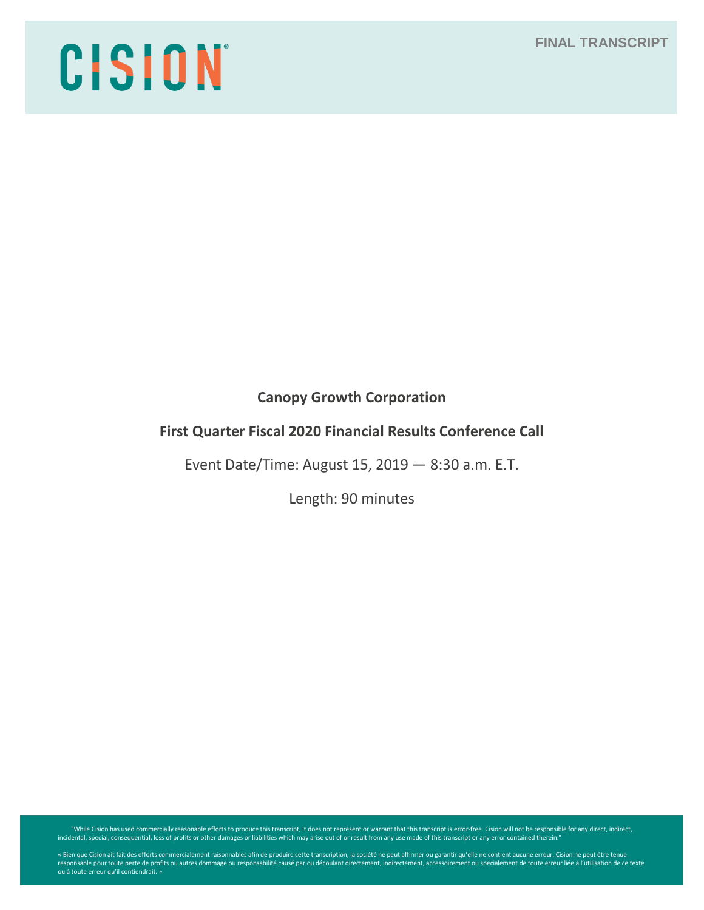CISION

FINAL TRANSCRIPT

**Canopy Growth Corporation**

**First Quarter Fiscal 2020 Financial Results Conference Call**

Event Date/Time: August 15, 2019 — 8:30 a.m. E.T.

Length: 90 minutes

"While Cision has used commercially reasonable efforts to produce this transcript, it does not represent or warrant that this transcript is error-free. Cision will not be responsible for any direct, indirect, incidental, special, consequential, loss of profits or other damages or liabilities which may arise out of or result from any use made of this transcript or any error contained therein."

« Bien que Cision ait fait des efforts commercialement raisonnables afin de produire cette transcription, la société ne peut affirmer ou garantir qu'elle ne contient aucune erreur. Cision ne peut être tenue responsable pour toute perte de profits ou autres dommage ou responsabilité causé par ou découlant directement, indirectement, accessoirement ou spécialement de toute erreur liée à l'utilisation de ce texte ou à toute erreur qu'il contiendrait. »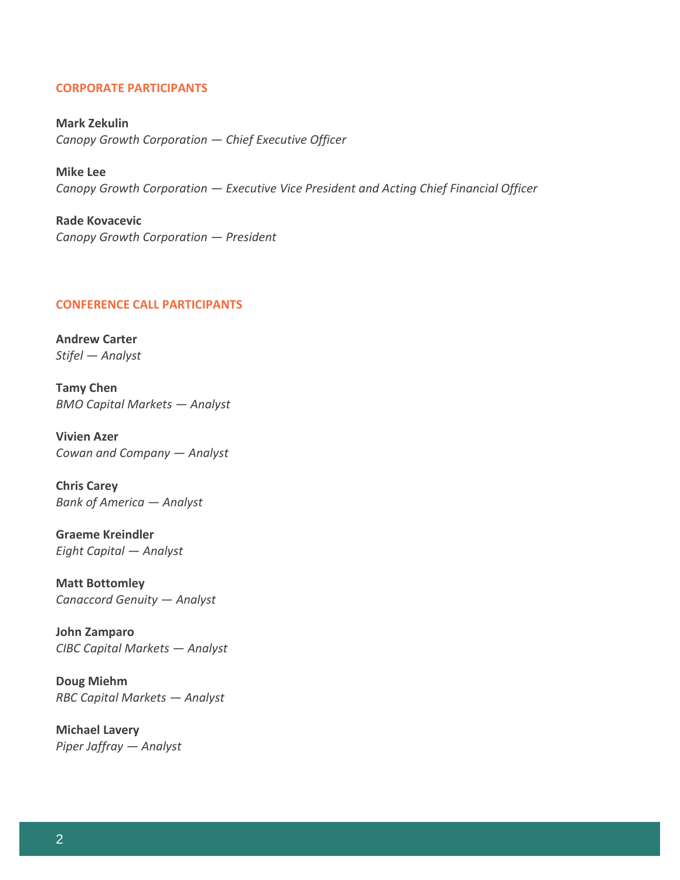## CORPORATE PARTICIPANTS

**Mark Zekulin**
*Canopy Growth Corporation — Chief Executive Officer*

**Mike Lee**
*Canopy Growth Corporation — Executive Vice President and Acting Chief Financial Officer*

**Rade Kovacevic**
*Canopy Growth Corporation — President*

## CONFERENCE CALL PARTICIPANTS

**Andrew Carter**
*Stifel — Analyst*

**Tamy Chen**
*BMO Capital Markets — Analyst*

**Vivien Azer**
*Cowan and Company — Analyst*

**Chris Carey**
*Bank of America — Analyst*

**Graeme Kreindler**
*Eight Capital — Analyst*

**Matt Bottomley**
*Canaccord Genuity — Analyst*

**John Zamparo**
*CIBC Capital Markets — Analyst*

**Doug Miehm**
*RBC Capital Markets — Analyst*

**Michael Lavery**
*Piper Jaffray — Analyst*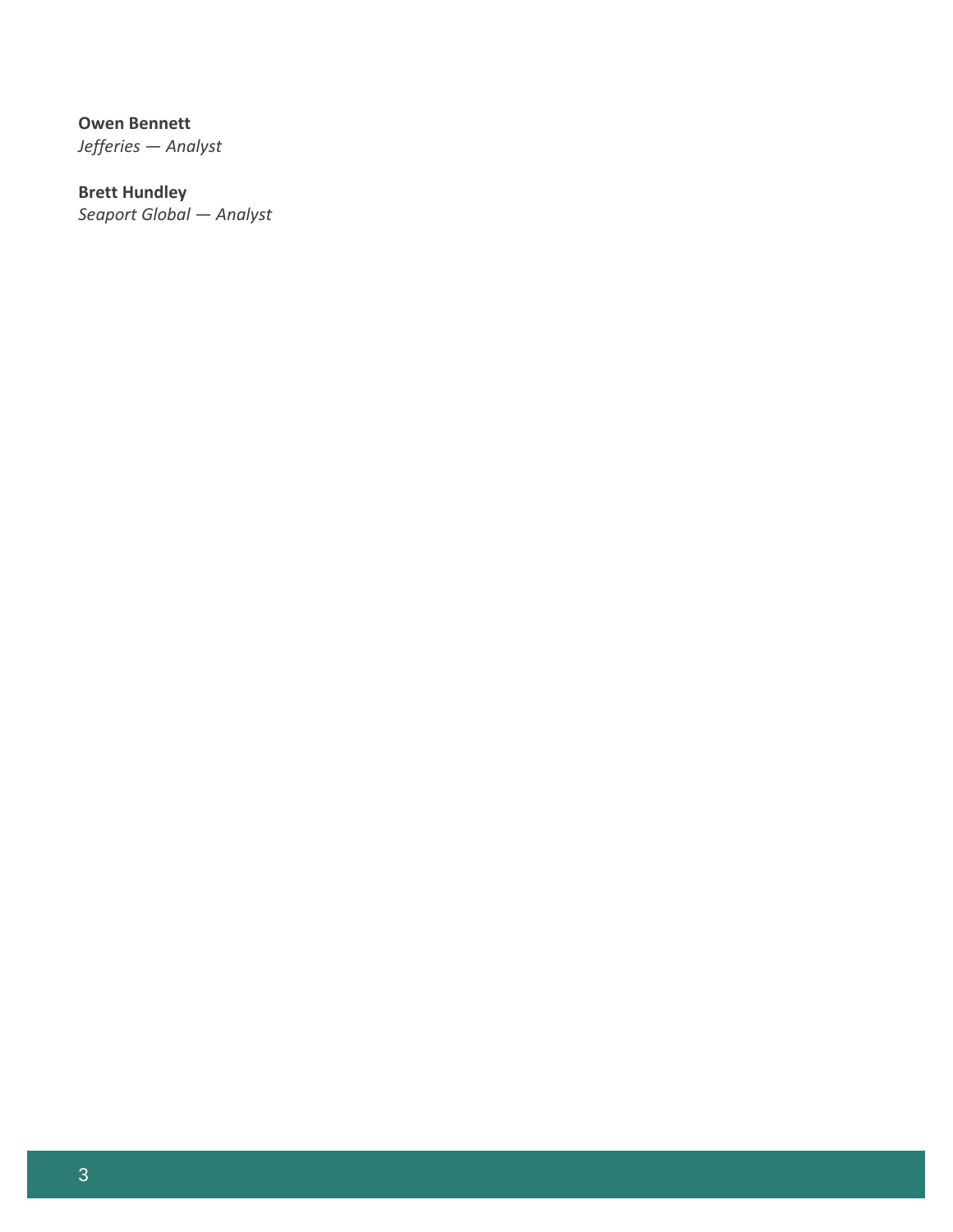**Owen Bennett**
*Jefferies — Analyst*

**Brett Hundley**
*Seaport Global — Analyst*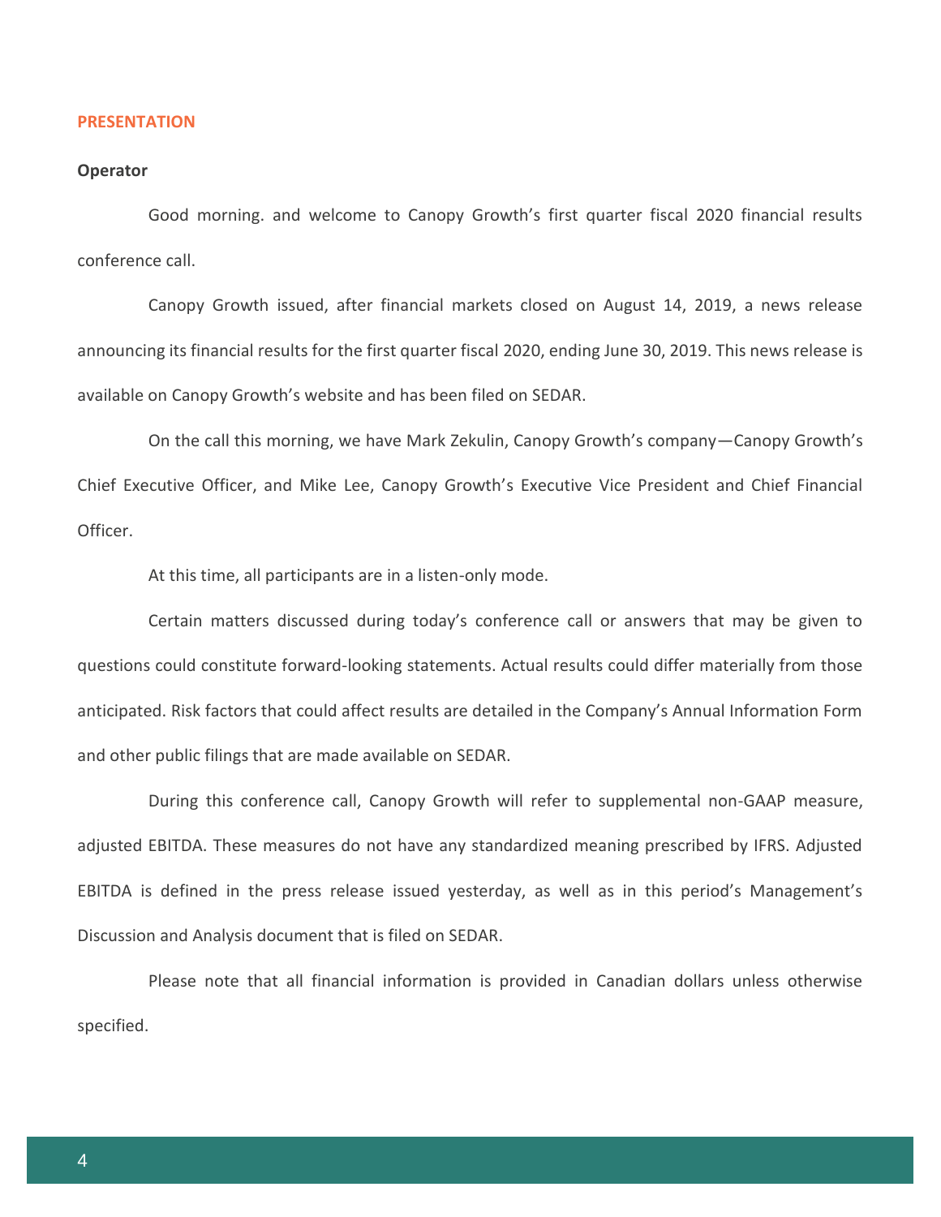## PRESENTATION

**Operator**

Good morning. and welcome to Canopy Growth's first quarter fiscal 2020 financial results conference call.

Canopy Growth issued, after financial markets closed on August 14, 2019, a news release announcing its financial results for the first quarter fiscal 2020, ending June 30, 2019. This news release is available on Canopy Growth's website and has been filed on SEDAR.

On the call this morning, we have Mark Zekulin, Canopy Growth's company—Canopy Growth's Chief Executive Officer, and Mike Lee, Canopy Growth's Executive Vice President and Chief Financial Officer.

At this time, all participants are in a listen-only mode.

Certain matters discussed during today's conference call or answers that may be given to questions could constitute forward-looking statements. Actual results could differ materially from those anticipated. Risk factors that could affect results are detailed in the Company's Annual Information Form and other public filings that are made available on SEDAR.

During this conference call, Canopy Growth will refer to supplemental non-GAAP measure, adjusted EBITDA. These measures do not have any standardized meaning prescribed by IFRS. Adjusted EBITDA is defined in the press release issued yesterday, as well as in this period's Management's Discussion and Analysis document that is filed on SEDAR.

Please note that all financial information is provided in Canadian dollars unless otherwise specified.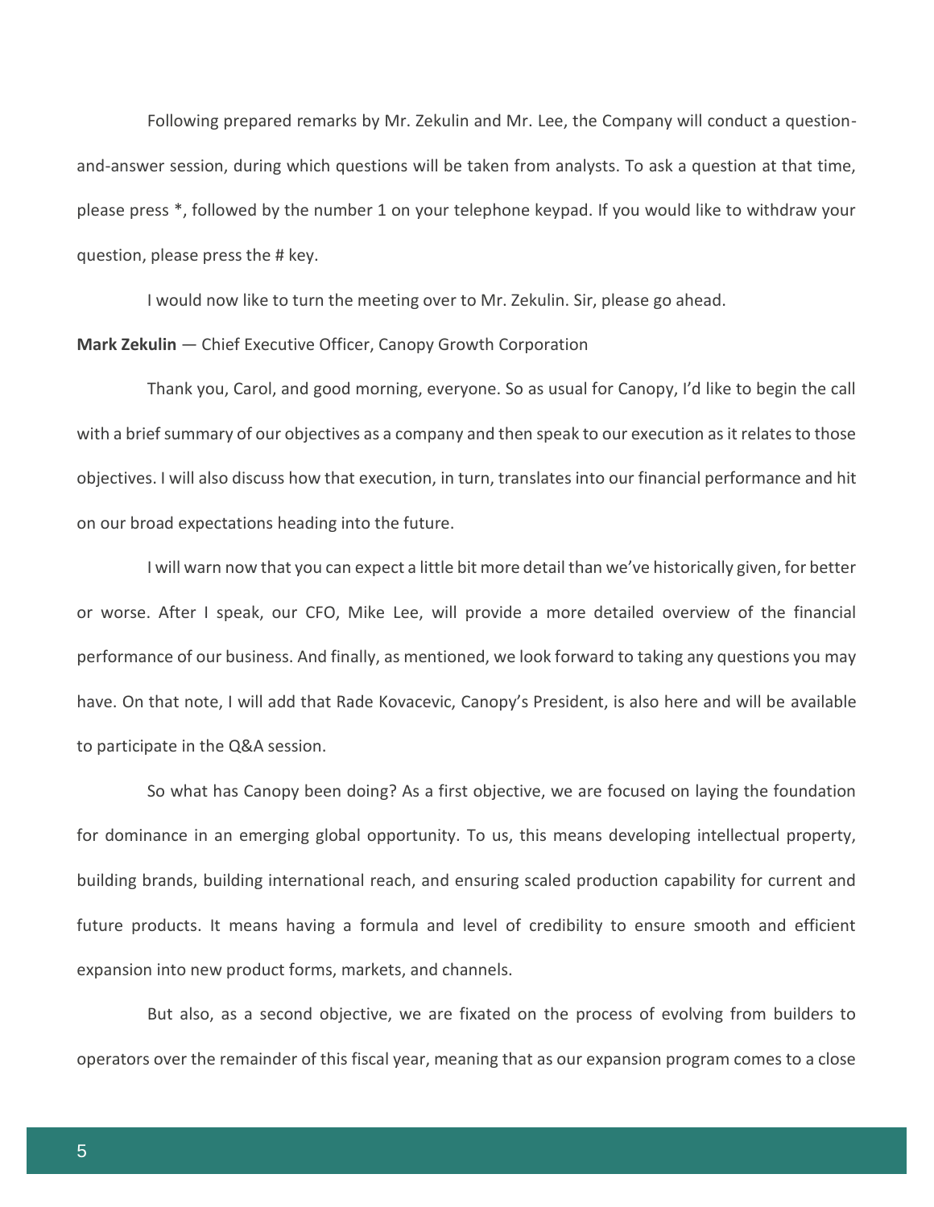Following prepared remarks by Mr. Zekulin and Mr. Lee, the Company will conduct a question-and-answer session, during which questions will be taken from analysts. To ask a question at that time, please press *, followed by the number 1 on your telephone keypad. If you would like to withdraw your question, please press the # key.

I would now like to turn the meeting over to Mr. Zekulin. Sir, please go ahead.

**Mark Zekulin** — Chief Executive Officer, Canopy Growth Corporation

Thank you, Carol, and good morning, everyone. So as usual for Canopy, I'd like to begin the call with a brief summary of our objectives as a company and then speak to our execution as it relates to those objectives. I will also discuss how that execution, in turn, translates into our financial performance and hit on our broad expectations heading into the future.

I will warn now that you can expect a little bit more detail than we've historically given, for better or worse. After I speak, our CFO, Mike Lee, will provide a more detailed overview of the financial performance of our business. And finally, as mentioned, we look forward to taking any questions you may have. On that note, I will add that Rade Kovacevic, Canopy's President, is also here and will be available to participate in the Q&A session.

So what has Canopy been doing? As a first objective, we are focused on laying the foundation for dominance in an emerging global opportunity. To us, this means developing intellectual property, building brands, building international reach, and ensuring scaled production capability for current and future products. It means having a formula and level of credibility to ensure smooth and efficient expansion into new product forms, markets, and channels.

But also, as a second objective, we are fixated on the process of evolving from builders to operators over the remainder of this fiscal year, meaning that as our expansion program comes to a close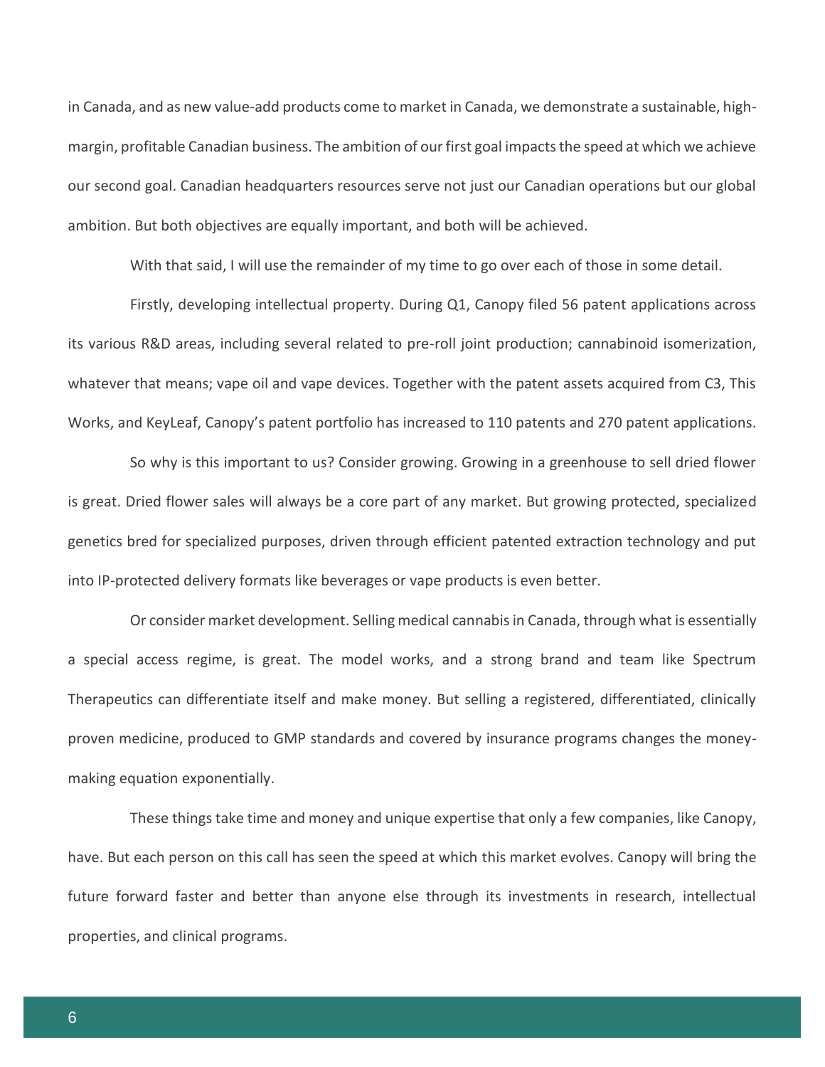in Canada, and as new value-add products come to market in Canada, we demonstrate a sustainable, high-margin, profitable Canadian business. The ambition of our first goal impacts the speed at which we achieve our second goal. Canadian headquarters resources serve not just our Canadian operations but our global ambition. But both objectives are equally important, and both will be achieved.

With that said, I will use the remainder of my time to go over each of those in some detail.

Firstly, developing intellectual property. During Q1, Canopy filed 56 patent applications across its various R&D areas, including several related to pre-roll joint production; cannabinoid isomerization, whatever that means; vape oil and vape devices. Together with the patent assets acquired from C3, This Works, and KeyLeaf, Canopy's patent portfolio has increased to 110 patents and 270 patent applications.

So why is this important to us? Consider growing. Growing in a greenhouse to sell dried flower is great. Dried flower sales will always be a core part of any market. But growing protected, specialized genetics bred for specialized purposes, driven through efficient patented extraction technology and put into IP-protected delivery formats like beverages or vape products is even better.

Or consider market development. Selling medical cannabis in Canada, through what is essentially a special access regime, is great. The model works, and a strong brand and team like Spectrum Therapeutics can differentiate itself and make money. But selling a registered, differentiated, clinically proven medicine, produced to GMP standards and covered by insurance programs changes the money-making equation exponentially.

These things take time and money and unique expertise that only a few companies, like Canopy, have. But each person on this call has seen the speed at which this market evolves. Canopy will bring the future forward faster and better than anyone else through its investments in research, intellectual properties, and clinical programs.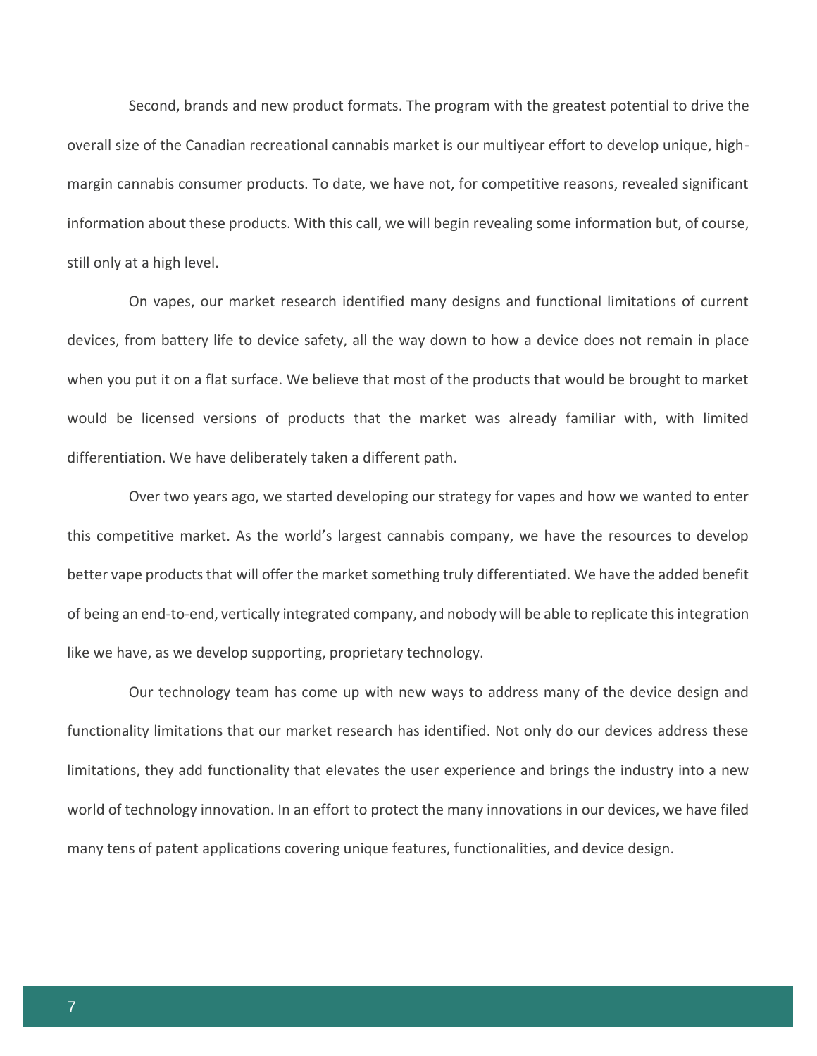Second, brands and new product formats. The program with the greatest potential to drive the overall size of the Canadian recreational cannabis market is our multiyear effort to develop unique, high-margin cannabis consumer products. To date, we have not, for competitive reasons, revealed significant information about these products. With this call, we will begin revealing some information but, of course, still only at a high level.

On vapes, our market research identified many designs and functional limitations of current devices, from battery life to device safety, all the way down to how a device does not remain in place when you put it on a flat surface. We believe that most of the products that would be brought to market would be licensed versions of products that the market was already familiar with, with limited differentiation. We have deliberately taken a different path.

Over two years ago, we started developing our strategy for vapes and how we wanted to enter this competitive market. As the world's largest cannabis company, we have the resources to develop better vape products that will offer the market something truly differentiated. We have the added benefit of being an end-to-end, vertically integrated company, and nobody will be able to replicate this integration like we have, as we develop supporting, proprietary technology.

Our technology team has come up with new ways to address many of the device design and functionality limitations that our market research has identified. Not only do our devices address these limitations, they add functionality that elevates the user experience and brings the industry into a new world of technology innovation. In an effort to protect the many innovations in our devices, we have filed many tens of patent applications covering unique features, functionalities, and device design.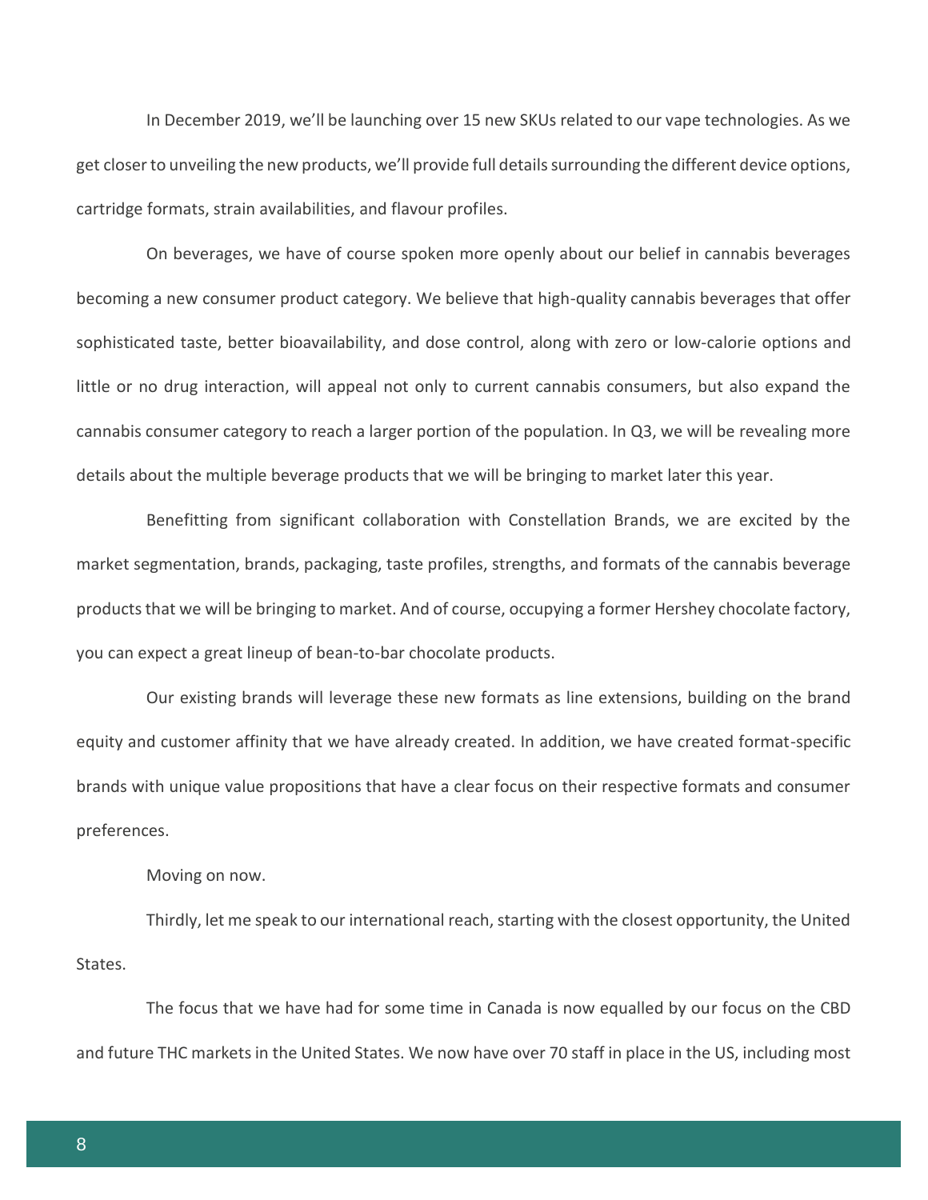In December 2019, we'll be launching over 15 new SKUs related to our vape technologies. As we get closer to unveiling the new products, we'll provide full details surrounding the different device options, cartridge formats, strain availabilities, and flavour profiles.

On beverages, we have of course spoken more openly about our belief in cannabis beverages becoming a new consumer product category. We believe that high-quality cannabis beverages that offer sophisticated taste, better bioavailability, and dose control, along with zero or low-calorie options and little or no drug interaction, will appeal not only to current cannabis consumers, but also expand the cannabis consumer category to reach a larger portion of the population. In Q3, we will be revealing more details about the multiple beverage products that we will be bringing to market later this year.

Benefitting from significant collaboration with Constellation Brands, we are excited by the market segmentation, brands, packaging, taste profiles, strengths, and formats of the cannabis beverage products that we will be bringing to market. And of course, occupying a former Hershey chocolate factory, you can expect a great lineup of bean-to-bar chocolate products.

Our existing brands will leverage these new formats as line extensions, building on the brand equity and customer affinity that we have already created. In addition, we have created format-specific brands with unique value propositions that have a clear focus on their respective formats and consumer preferences.

Moving on now.

Thirdly, let me speak to our international reach, starting with the closest opportunity, the United States.

The focus that we have had for some time in Canada is now equalled by our focus on the CBD and future THC markets in the United States. We now have over 70 staff in place in the US, including most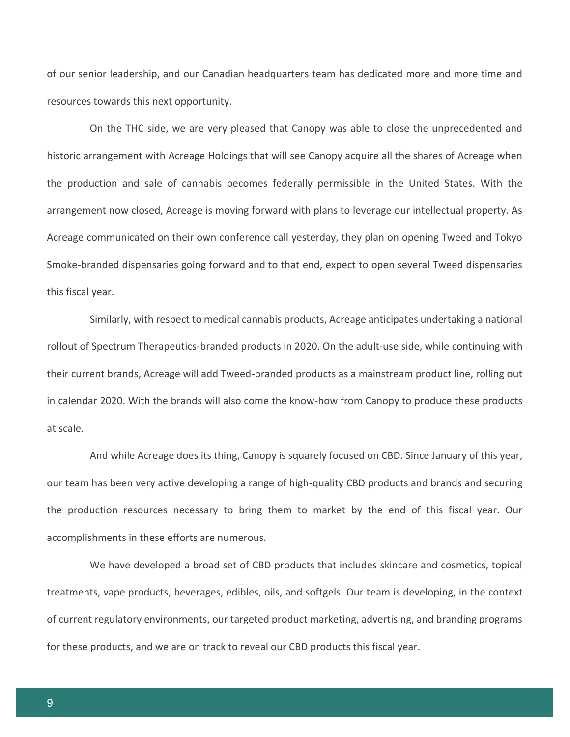of our senior leadership, and our Canadian headquarters team has dedicated more and more time and resources towards this next opportunity.

On the THC side, we are very pleased that Canopy was able to close the unprecedented and historic arrangement with Acreage Holdings that will see Canopy acquire all the shares of Acreage when the production and sale of cannabis becomes federally permissible in the United States. With the arrangement now closed, Acreage is moving forward with plans to leverage our intellectual property. As Acreage communicated on their own conference call yesterday, they plan on opening Tweed and Tokyo Smoke-branded dispensaries going forward and to that end, expect to open several Tweed dispensaries this fiscal year.

Similarly, with respect to medical cannabis products, Acreage anticipates undertaking a national rollout of Spectrum Therapeutics-branded products in 2020. On the adult-use side, while continuing with their current brands, Acreage will add Tweed-branded products as a mainstream product line, rolling out in calendar 2020. With the brands will also come the know-how from Canopy to produce these products at scale.

And while Acreage does its thing, Canopy is squarely focused on CBD. Since January of this year, our team has been very active developing a range of high-quality CBD products and brands and securing the production resources necessary to bring them to market by the end of this fiscal year. Our accomplishments in these efforts are numerous.

We have developed a broad set of CBD products that includes skincare and cosmetics, topical treatments, vape products, beverages, edibles, oils, and softgels. Our team is developing, in the context of current regulatory environments, our targeted product marketing, advertising, and branding programs for these products, and we are on track to reveal our CBD products this fiscal year.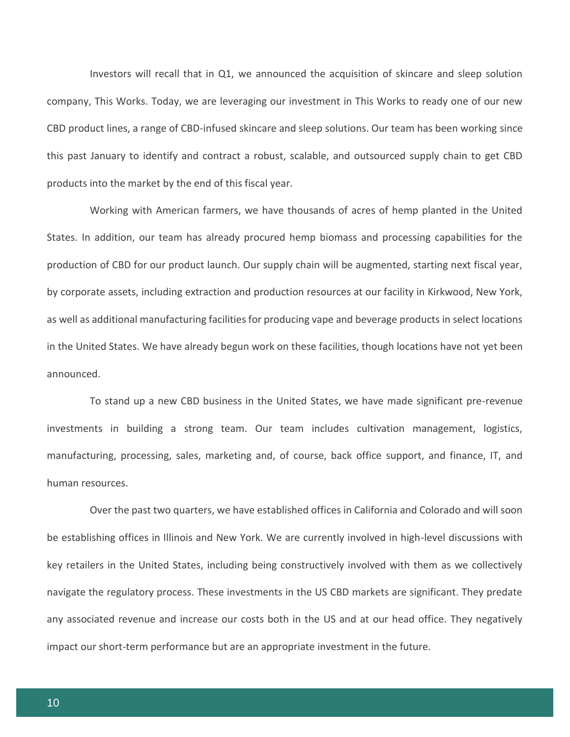Investors will recall that in Q1, we announced the acquisition of skincare and sleep solution company, This Works. Today, we are leveraging our investment in This Works to ready one of our new CBD product lines, a range of CBD-infused skincare and sleep solutions. Our team has been working since this past January to identify and contract a robust, scalable, and outsourced supply chain to get CBD products into the market by the end of this fiscal year.

Working with American farmers, we have thousands of acres of hemp planted in the United States. In addition, our team has already procured hemp biomass and processing capabilities for the production of CBD for our product launch. Our supply chain will be augmented, starting next fiscal year, by corporate assets, including extraction and production resources at our facility in Kirkwood, New York, as well as additional manufacturing facilities for producing vape and beverage products in select locations in the United States. We have already begun work on these facilities, though locations have not yet been announced.

To stand up a new CBD business in the United States, we have made significant pre-revenue investments in building a strong team. Our team includes cultivation management, logistics, manufacturing, processing, sales, marketing and, of course, back office support, and finance, IT, and human resources.

Over the past two quarters, we have established offices in California and Colorado and will soon be establishing offices in Illinois and New York. We are currently involved in high-level discussions with key retailers in the United States, including being constructively involved with them as we collectively navigate the regulatory process. These investments in the US CBD markets are significant. They predate any associated revenue and increase our costs both in the US and at our head office. They negatively impact our short-term performance but are an appropriate investment in the future.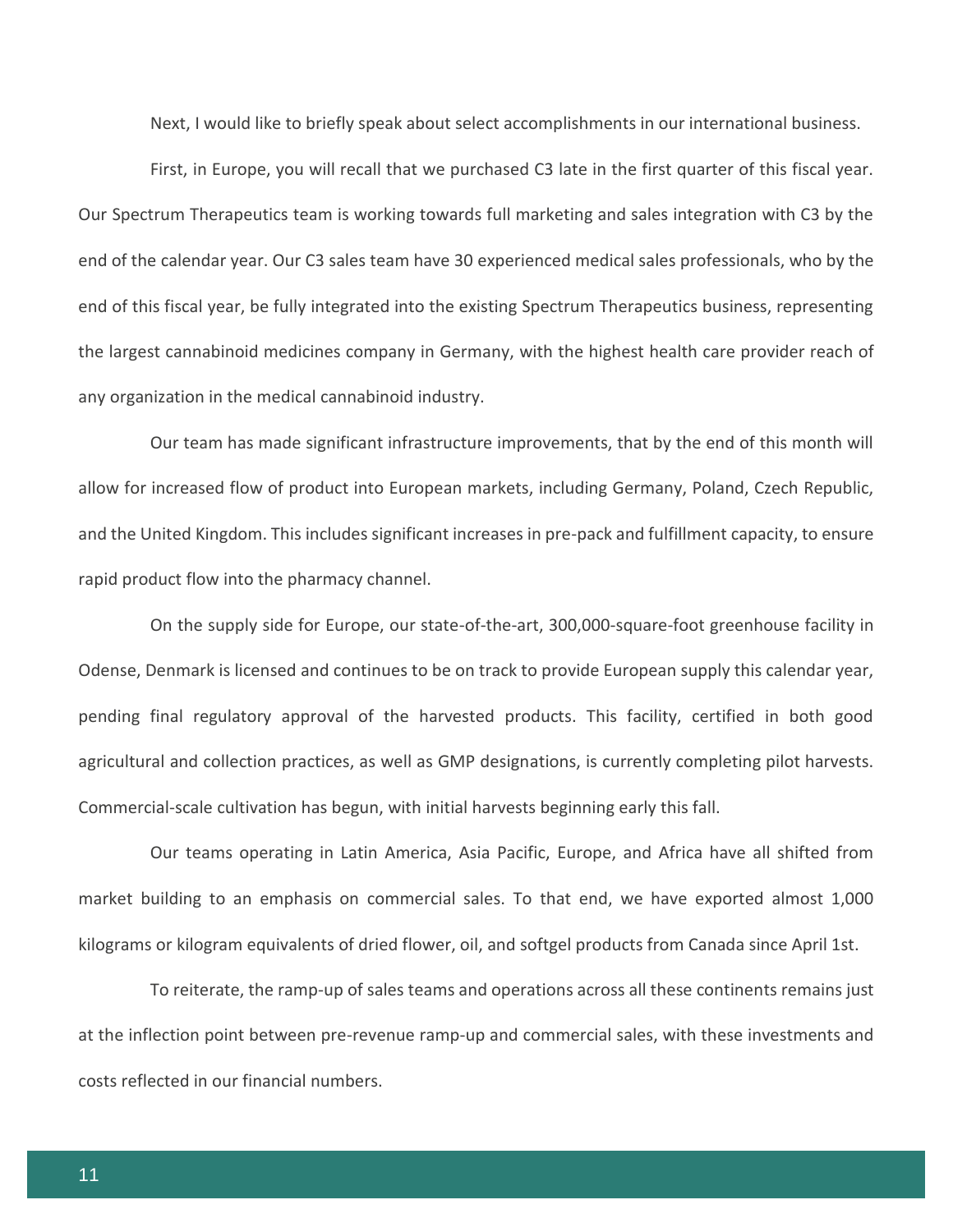Next, I would like to briefly speak about select accomplishments in our international business.

First, in Europe, you will recall that we purchased C3 late in the first quarter of this fiscal year. Our Spectrum Therapeutics team is working towards full marketing and sales integration with C3 by the end of the calendar year. Our C3 sales team have 30 experienced medical sales professionals, who by the end of this fiscal year, be fully integrated into the existing Spectrum Therapeutics business, representing the largest cannabinoid medicines company in Germany, with the highest health care provider reach of any organization in the medical cannabinoid industry.

Our team has made significant infrastructure improvements, that by the end of this month will allow for increased flow of product into European markets, including Germany, Poland, Czech Republic, and the United Kingdom. This includes significant increases in pre-pack and fulfillment capacity, to ensure rapid product flow into the pharmacy channel.

On the supply side for Europe, our state-of-the-art, 300,000-square-foot greenhouse facility in Odense, Denmark is licensed and continues to be on track to provide European supply this calendar year, pending final regulatory approval of the harvested products. This facility, certified in both good agricultural and collection practices, as well as GMP designations, is currently completing pilot harvests. Commercial-scale cultivation has begun, with initial harvests beginning early this fall.

Our teams operating in Latin America, Asia Pacific, Europe, and Africa have all shifted from market building to an emphasis on commercial sales. To that end, we have exported almost 1,000 kilograms or kilogram equivalents of dried flower, oil, and softgel products from Canada since April 1st.

To reiterate, the ramp-up of sales teams and operations across all these continents remains just at the inflection point between pre-revenue ramp-up and commercial sales, with these investments and costs reflected in our financial numbers.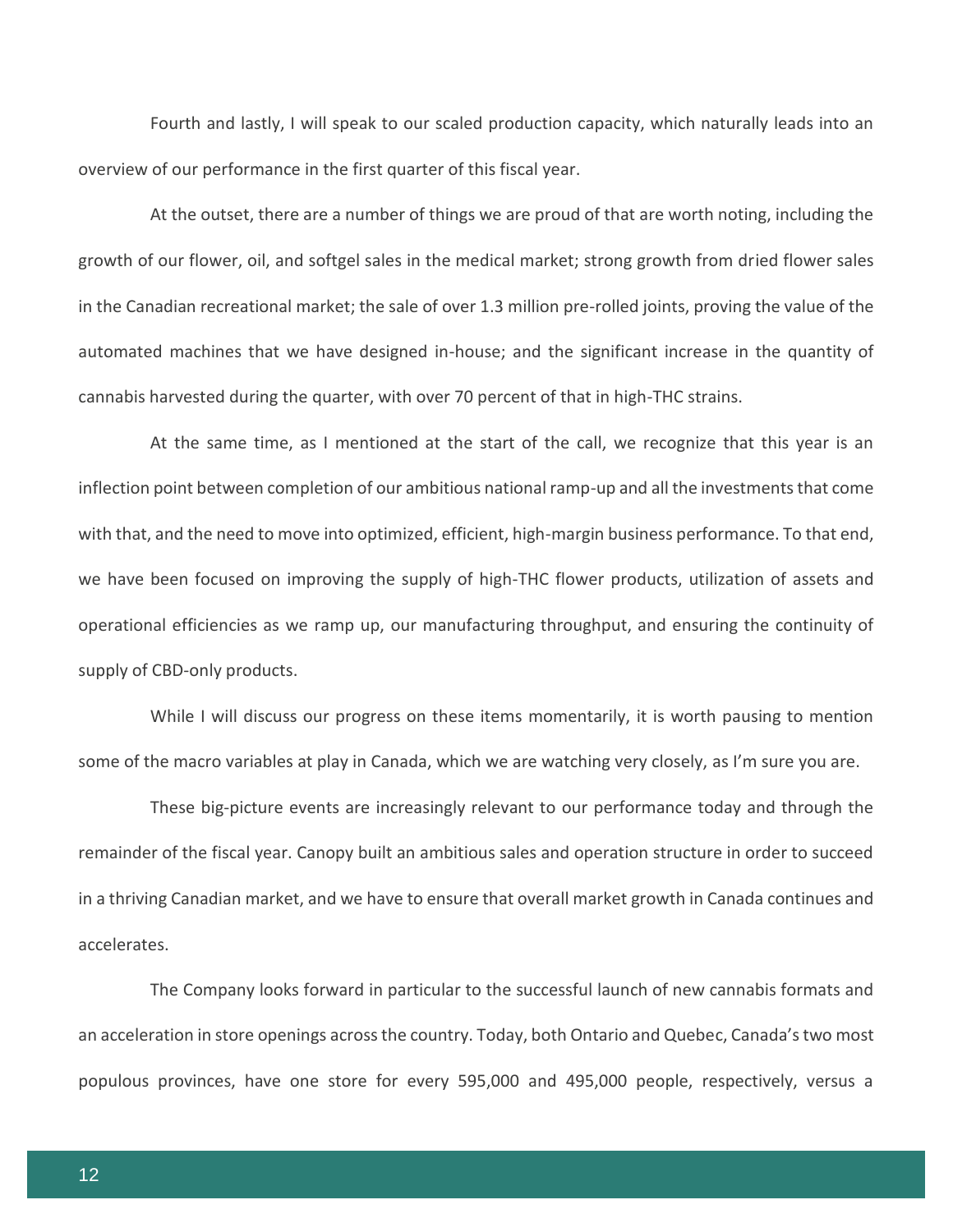Fourth and lastly, I will speak to our scaled production capacity, which naturally leads into an overview of our performance in the first quarter of this fiscal year.

At the outset, there are a number of things we are proud of that are worth noting, including the growth of our flower, oil, and softgel sales in the medical market; strong growth from dried flower sales in the Canadian recreational market; the sale of over 1.3 million pre-rolled joints, proving the value of the automated machines that we have designed in-house; and the significant increase in the quantity of cannabis harvested during the quarter, with over 70 percent of that in high-THC strains.

At the same time, as I mentioned at the start of the call, we recognize that this year is an inflection point between completion of our ambitious national ramp-up and all the investments that come with that, and the need to move into optimized, efficient, high-margin business performance. To that end, we have been focused on improving the supply of high-THC flower products, utilization of assets and operational efficiencies as we ramp up, our manufacturing throughput, and ensuring the continuity of supply of CBD-only products.

While I will discuss our progress on these items momentarily, it is worth pausing to mention some of the macro variables at play in Canada, which we are watching very closely, as I'm sure you are.

These big-picture events are increasingly relevant to our performance today and through the remainder of the fiscal year. Canopy built an ambitious sales and operation structure in order to succeed in a thriving Canadian market, and we have to ensure that overall market growth in Canada continues and accelerates.

The Company looks forward in particular to the successful launch of new cannabis formats and an acceleration in store openings across the country. Today, both Ontario and Quebec, Canada's two most populous provinces, have one store for every 595,000 and 495,000 people, respectively, versus a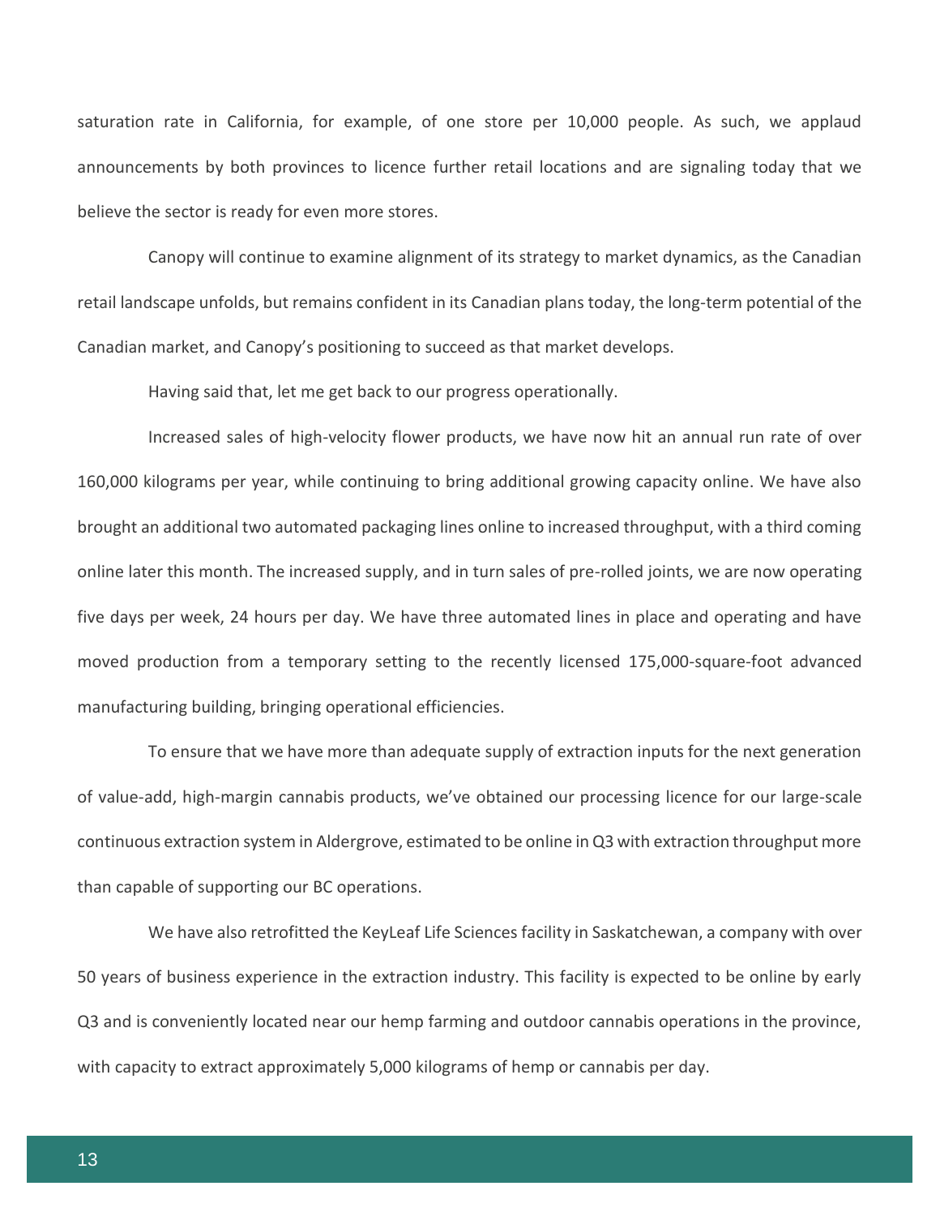saturation rate in California, for example, of one store per 10,000 people. As such, we applaud announcements by both provinces to licence further retail locations and are signaling today that we believe the sector is ready for even more stores.

Canopy will continue to examine alignment of its strategy to market dynamics, as the Canadian retail landscape unfolds, but remains confident in its Canadian plans today, the long-term potential of the Canadian market, and Canopy's positioning to succeed as that market develops.

Having said that, let me get back to our progress operationally.

Increased sales of high-velocity flower products, we have now hit an annual run rate of over 160,000 kilograms per year, while continuing to bring additional growing capacity online. We have also brought an additional two automated packaging lines online to increased throughput, with a third coming online later this month. The increased supply, and in turn sales of pre-rolled joints, we are now operating five days per week, 24 hours per day. We have three automated lines in place and operating and have moved production from a temporary setting to the recently licensed 175,000-square-foot advanced manufacturing building, bringing operational efficiencies.

To ensure that we have more than adequate supply of extraction inputs for the next generation of value-add, high-margin cannabis products, we've obtained our processing licence for our large-scale continuous extraction system in Aldergrove, estimated to be online in Q3 with extraction throughput more than capable of supporting our BC operations.

We have also retrofitted the KeyLeaf Life Sciences facility in Saskatchewan, a company with over 50 years of business experience in the extraction industry. This facility is expected to be online by early Q3 and is conveniently located near our hemp farming and outdoor cannabis operations in the province, with capacity to extract approximately 5,000 kilograms of hemp or cannabis per day.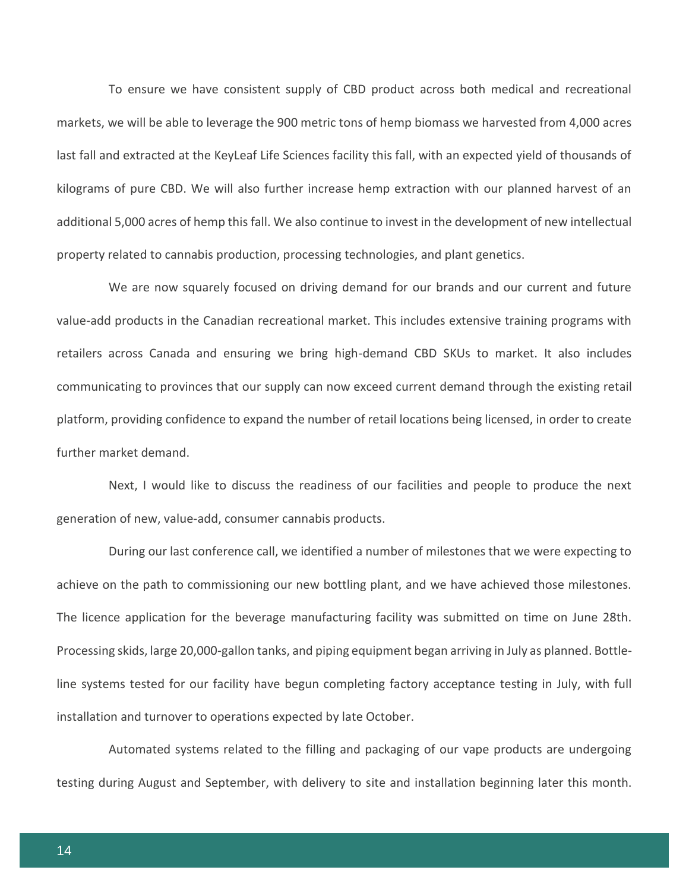To ensure we have consistent supply of CBD product across both medical and recreational markets, we will be able to leverage the 900 metric tons of hemp biomass we harvested from 4,000 acres last fall and extracted at the KeyLeaf Life Sciences facility this fall, with an expected yield of thousands of kilograms of pure CBD. We will also further increase hemp extraction with our planned harvest of an additional 5,000 acres of hemp this fall. We also continue to invest in the development of new intellectual property related to cannabis production, processing technologies, and plant genetics.

We are now squarely focused on driving demand for our brands and our current and future value-add products in the Canadian recreational market. This includes extensive training programs with retailers across Canada and ensuring we bring high-demand CBD SKUs to market. It also includes communicating to provinces that our supply can now exceed current demand through the existing retail platform, providing confidence to expand the number of retail locations being licensed, in order to create further market demand.

Next, I would like to discuss the readiness of our facilities and people to produce the next generation of new, value-add, consumer cannabis products.

During our last conference call, we identified a number of milestones that we were expecting to achieve on the path to commissioning our new bottling plant, and we have achieved those milestones. The licence application for the beverage manufacturing facility was submitted on time on June 28th. Processing skids, large 20,000-gallon tanks, and piping equipment began arriving in July as planned. Bottle-line systems tested for our facility have begun completing factory acceptance testing in July, with full installation and turnover to operations expected by late October.

Automated systems related to the filling and packaging of our vape products are undergoing testing during August and September, with delivery to site and installation beginning later this month.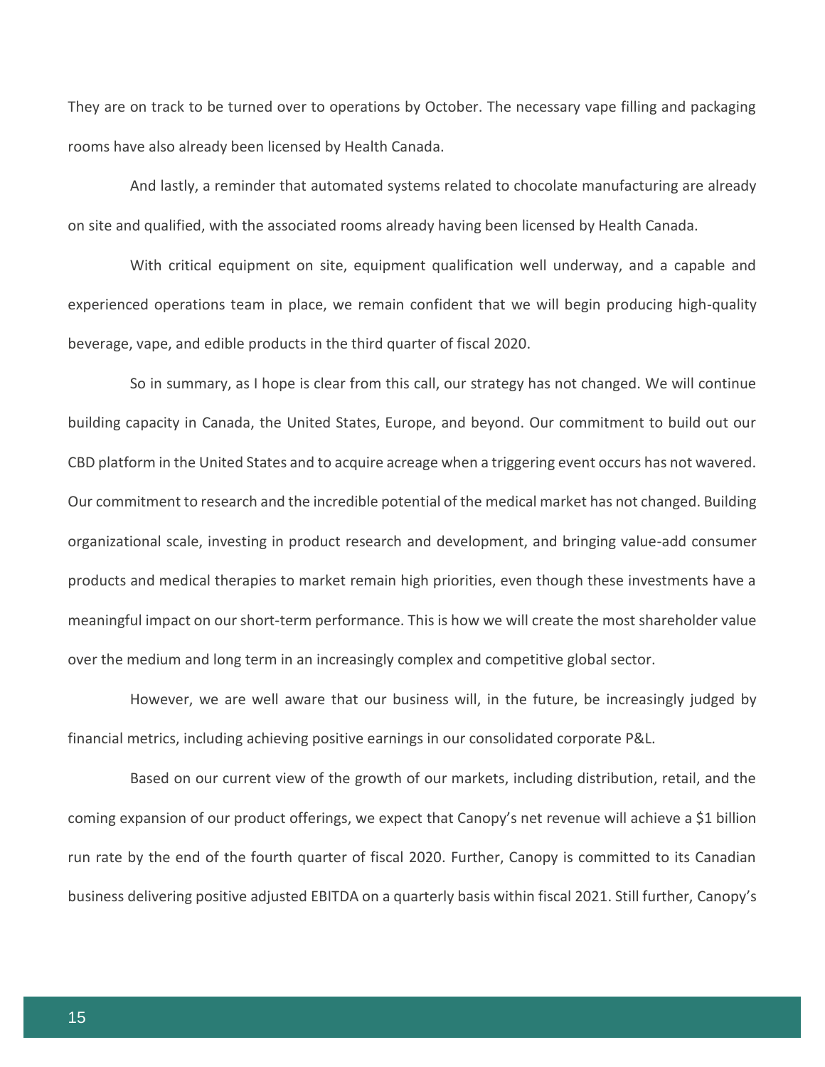They are on track to be turned over to operations by October. The necessary vape filling and packaging rooms have also already been licensed by Health Canada.

And lastly, a reminder that automated systems related to chocolate manufacturing are already on site and qualified, with the associated rooms already having been licensed by Health Canada.

With critical equipment on site, equipment qualification well underway, and a capable and experienced operations team in place, we remain confident that we will begin producing high-quality beverage, vape, and edible products in the third quarter of fiscal 2020.

So in summary, as I hope is clear from this call, our strategy has not changed. We will continue building capacity in Canada, the United States, Europe, and beyond. Our commitment to build out our CBD platform in the United States and to acquire acreage when a triggering event occurs has not wavered. Our commitment to research and the incredible potential of the medical market has not changed. Building organizational scale, investing in product research and development, and bringing value-add consumer products and medical therapies to market remain high priorities, even though these investments have a meaningful impact on our short-term performance. This is how we will create the most shareholder value over the medium and long term in an increasingly complex and competitive global sector.

However, we are well aware that our business will, in the future, be increasingly judged by financial metrics, including achieving positive earnings in our consolidated corporate P&L.

Based on our current view of the growth of our markets, including distribution, retail, and the coming expansion of our product offerings, we expect that Canopy's net revenue will achieve a $1 billion run rate by the end of the fourth quarter of fiscal 2020. Further, Canopy is committed to its Canadian business delivering positive adjusted EBITDA on a quarterly basis within fiscal 2021. Still further, Canopy's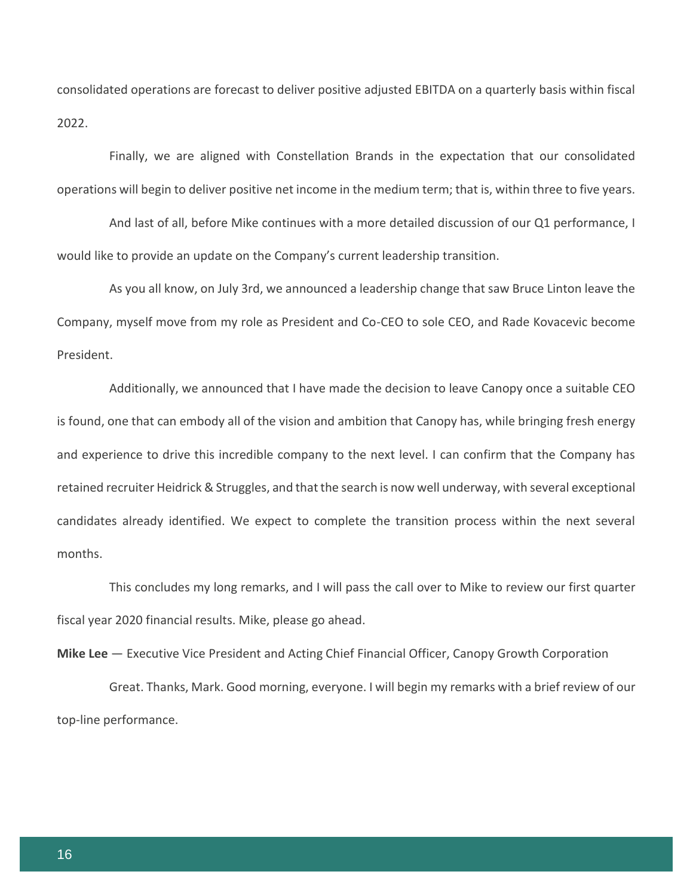consolidated operations are forecast to deliver positive adjusted EBITDA on a quarterly basis within fiscal 2022.

Finally, we are aligned with Constellation Brands in the expectation that our consolidated operations will begin to deliver positive net income in the medium term; that is, within three to five years.

And last of all, before Mike continues with a more detailed discussion of our Q1 performance, I would like to provide an update on the Company's current leadership transition.

As you all know, on July 3rd, we announced a leadership change that saw Bruce Linton leave the Company, myself move from my role as President and Co-CEO to sole CEO, and Rade Kovacevic become President.

Additionally, we announced that I have made the decision to leave Canopy once a suitable CEO is found, one that can embody all of the vision and ambition that Canopy has, while bringing fresh energy and experience to drive this incredible company to the next level. I can confirm that the Company has retained recruiter Heidrick & Struggles, and that the search is now well underway, with several exceptional candidates already identified. We expect to complete the transition process within the next several months.

This concludes my long remarks, and I will pass the call over to Mike to review our first quarter fiscal year 2020 financial results. Mike, please go ahead.

**Mike Lee** — Executive Vice President and Acting Chief Financial Officer, Canopy Growth Corporation

Great. Thanks, Mark. Good morning, everyone. I will begin my remarks with a brief review of our top-line performance.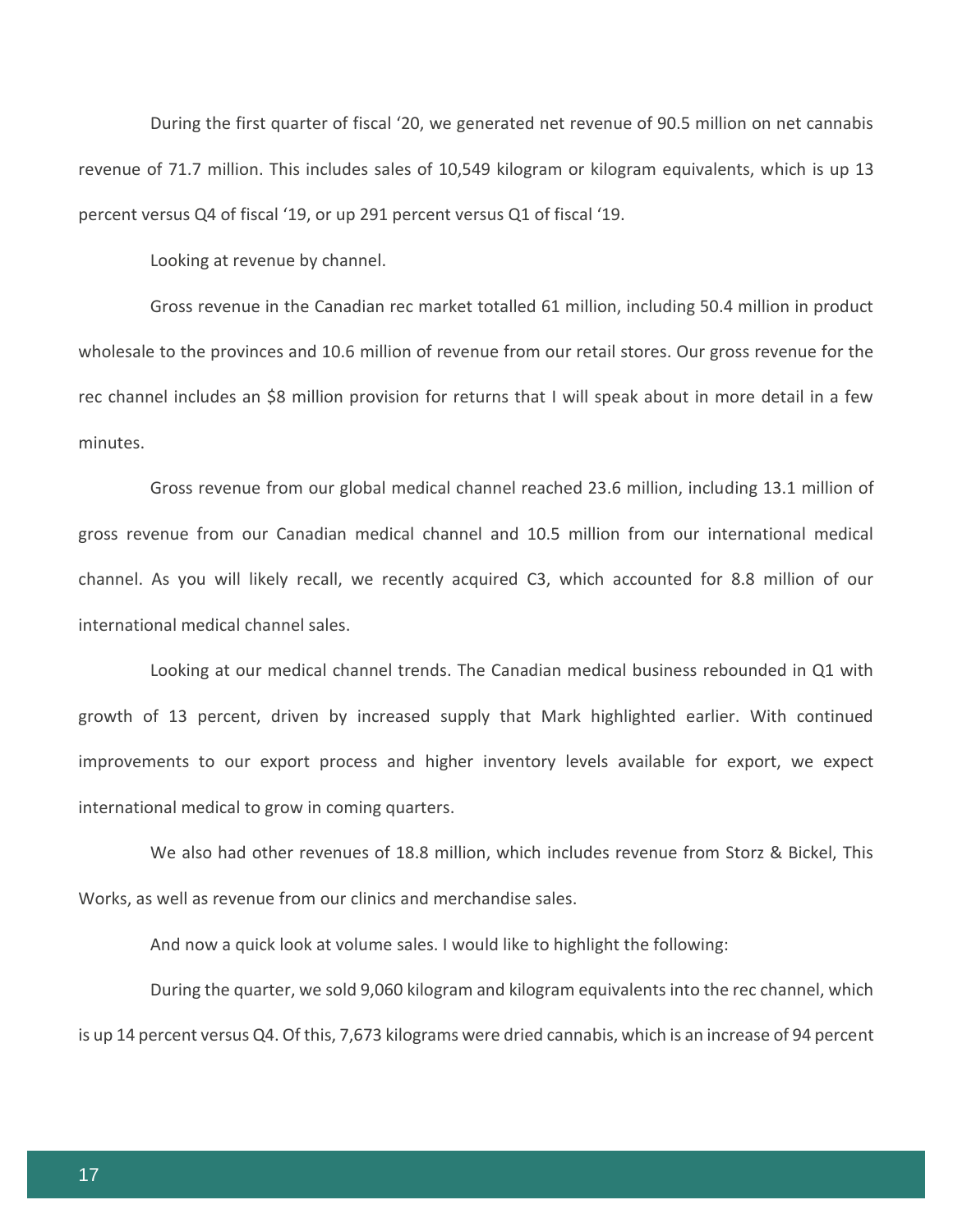During the first quarter of fiscal '20, we generated net revenue of 90.5 million on net cannabis revenue of 71.7 million. This includes sales of 10,549 kilogram or kilogram equivalents, which is up 13 percent versus Q4 of fiscal '19, or up 291 percent versus Q1 of fiscal '19.

Looking at revenue by channel.

Gross revenue in the Canadian rec market totalled 61 million, including 50.4 million in product wholesale to the provinces and 10.6 million of revenue from our retail stores. Our gross revenue for the rec channel includes an $8 million provision for returns that I will speak about in more detail in a few minutes.

Gross revenue from our global medical channel reached 23.6 million, including 13.1 million of gross revenue from our Canadian medical channel and 10.5 million from our international medical channel. As you will likely recall, we recently acquired C3, which accounted for 8.8 million of our international medical channel sales.

Looking at our medical channel trends. The Canadian medical business rebounded in Q1 with growth of 13 percent, driven by increased supply that Mark highlighted earlier. With continued improvements to our export process and higher inventory levels available for export, we expect international medical to grow in coming quarters.

We also had other revenues of 18.8 million, which includes revenue from Storz & Bickel, This Works, as well as revenue from our clinics and merchandise sales.

And now a quick look at volume sales. I would like to highlight the following:

During the quarter, we sold 9,060 kilogram and kilogram equivalents into the rec channel, which is up 14 percent versus Q4. Of this, 7,673 kilograms were dried cannabis, which is an increase of 94 percent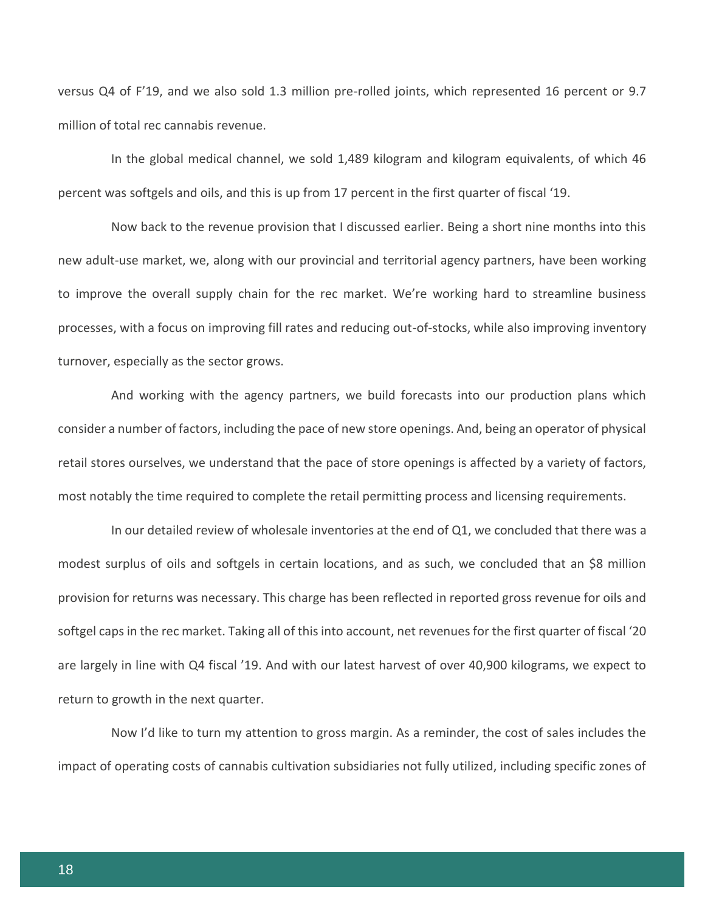versus Q4 of F'19, and we also sold 1.3 million pre-rolled joints, which represented 16 percent or 9.7 million of total rec cannabis revenue.

In the global medical channel, we sold 1,489 kilogram and kilogram equivalents, of which 46 percent was softgels and oils, and this is up from 17 percent in the first quarter of fiscal '19.

Now back to the revenue provision that I discussed earlier. Being a short nine months into this new adult-use market, we, along with our provincial and territorial agency partners, have been working to improve the overall supply chain for the rec market. We're working hard to streamline business processes, with a focus on improving fill rates and reducing out-of-stocks, while also improving inventory turnover, especially as the sector grows.

And working with the agency partners, we build forecasts into our production plans which consider a number of factors, including the pace of new store openings. And, being an operator of physical retail stores ourselves, we understand that the pace of store openings is affected by a variety of factors, most notably the time required to complete the retail permitting process and licensing requirements.

In our detailed review of wholesale inventories at the end of Q1, we concluded that there was a modest surplus of oils and softgels in certain locations, and as such, we concluded that an $8 million provision for returns was necessary. This charge has been reflected in reported gross revenue for oils and softgel caps in the rec market. Taking all of this into account, net revenues for the first quarter of fiscal '20 are largely in line with Q4 fiscal '19. And with our latest harvest of over 40,900 kilograms, we expect to return to growth in the next quarter.

Now I'd like to turn my attention to gross margin. As a reminder, the cost of sales includes the impact of operating costs of cannabis cultivation subsidiaries not fully utilized, including specific zones of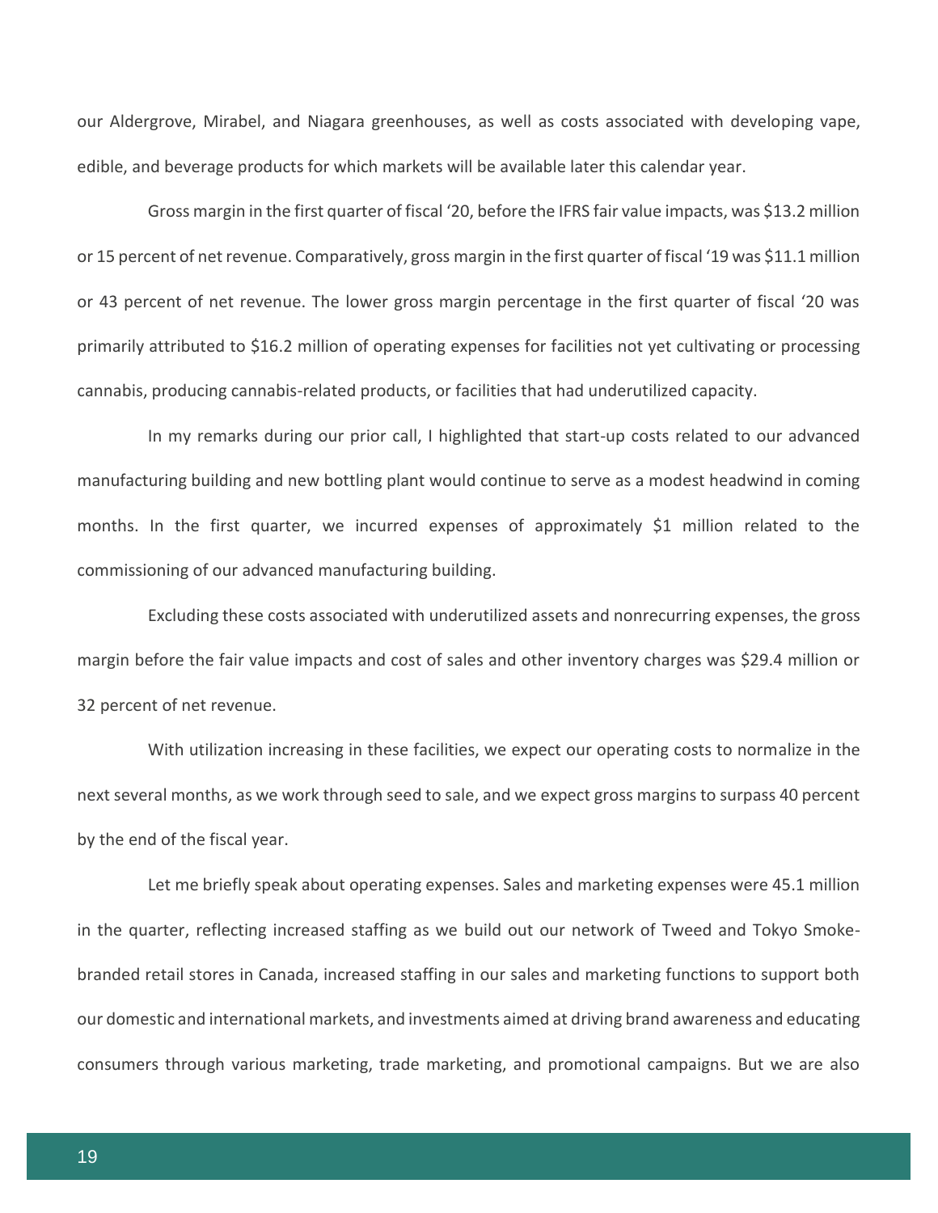our Aldergrove, Mirabel, and Niagara greenhouses, as well as costs associated with developing vape, edible, and beverage products for which markets will be available later this calendar year.

Gross margin in the first quarter of fiscal '20, before the IFRS fair value impacts, was $13.2 million or 15 percent of net revenue. Comparatively, gross margin in the first quarter of fiscal '19 was $11.1 million or 43 percent of net revenue. The lower gross margin percentage in the first quarter of fiscal '20 was primarily attributed to $16.2 million of operating expenses for facilities not yet cultivating or processing cannabis, producing cannabis-related products, or facilities that had underutilized capacity.

In my remarks during our prior call, I highlighted that start-up costs related to our advanced manufacturing building and new bottling plant would continue to serve as a modest headwind in coming months. In the first quarter, we incurred expenses of approximately $1 million related to the commissioning of our advanced manufacturing building.

Excluding these costs associated with underutilized assets and nonrecurring expenses, the gross margin before the fair value impacts and cost of sales and other inventory charges was $29.4 million or 32 percent of net revenue.

With utilization increasing in these facilities, we expect our operating costs to normalize in the next several months, as we work through seed to sale, and we expect gross margins to surpass 40 percent by the end of the fiscal year.

Let me briefly speak about operating expenses. Sales and marketing expenses were 45.1 million in the quarter, reflecting increased staffing as we build out our network of Tweed and Tokyo Smoke-branded retail stores in Canada, increased staffing in our sales and marketing functions to support both our domestic and international markets, and investments aimed at driving brand awareness and educating consumers through various marketing, trade marketing, and promotional campaigns. But we are also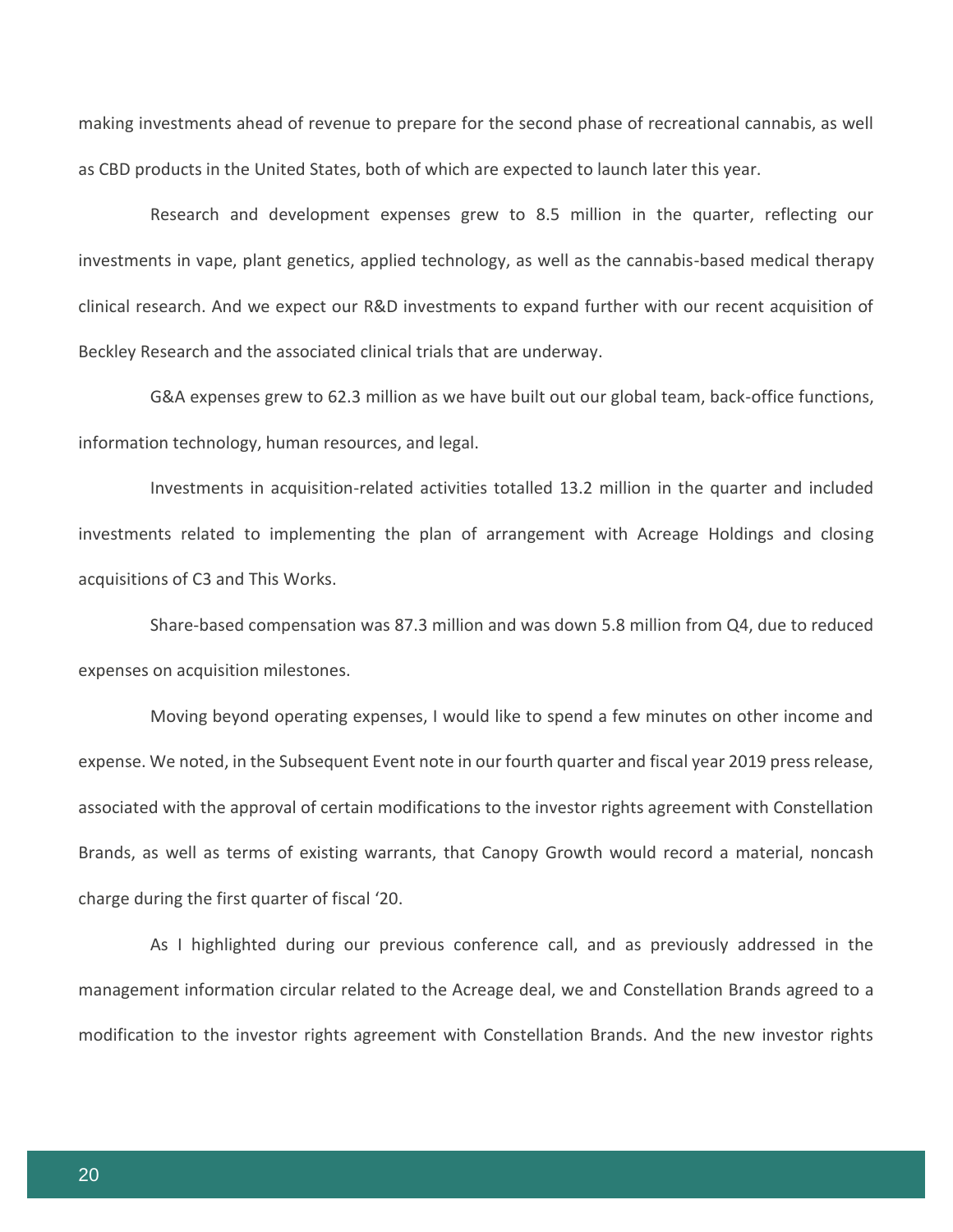making investments ahead of revenue to prepare for the second phase of recreational cannabis, as well as CBD products in the United States, both of which are expected to launch later this year.

Research and development expenses grew to 8.5 million in the quarter, reflecting our investments in vape, plant genetics, applied technology, as well as the cannabis-based medical therapy clinical research. And we expect our R&D investments to expand further with our recent acquisition of Beckley Research and the associated clinical trials that are underway.

G&A expenses grew to 62.3 million as we have built out our global team, back-office functions, information technology, human resources, and legal.

Investments in acquisition-related activities totalled 13.2 million in the quarter and included investments related to implementing the plan of arrangement with Acreage Holdings and closing acquisitions of C3 and This Works.

Share-based compensation was 87.3 million and was down 5.8 million from Q4, due to reduced expenses on acquisition milestones.

Moving beyond operating expenses, I would like to spend a few minutes on other income and expense. We noted, in the Subsequent Event note in our fourth quarter and fiscal year 2019 press release, associated with the approval of certain modifications to the investor rights agreement with Constellation Brands, as well as terms of existing warrants, that Canopy Growth would record a material, noncash charge during the first quarter of fiscal '20.

As I highlighted during our previous conference call, and as previously addressed in the management information circular related to the Acreage deal, we and Constellation Brands agreed to a modification to the investor rights agreement with Constellation Brands. And the new investor rights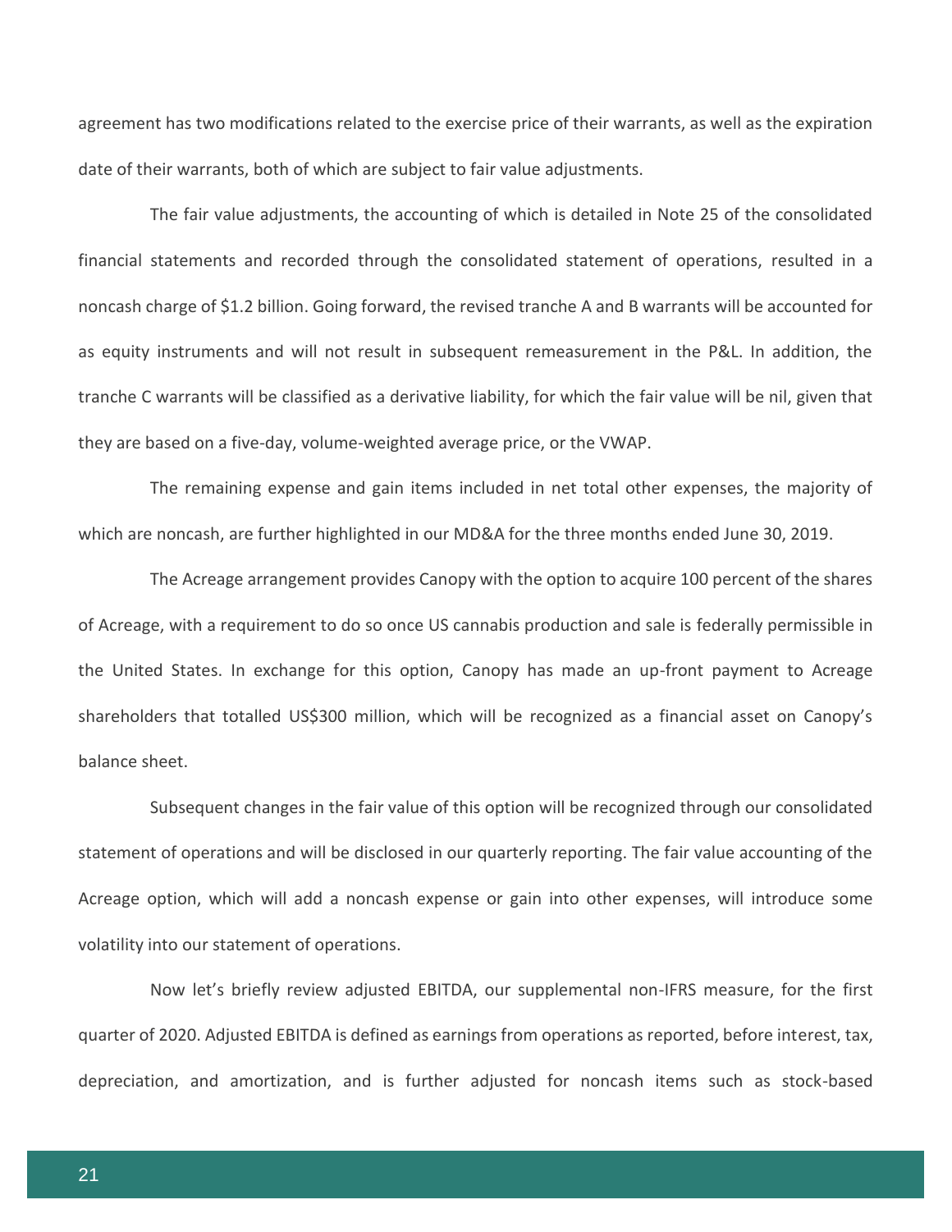agreement has two modifications related to the exercise price of their warrants, as well as the expiration date of their warrants, both of which are subject to fair value adjustments.

The fair value adjustments, the accounting of which is detailed in Note 25 of the consolidated financial statements and recorded through the consolidated statement of operations, resulted in a noncash charge of $1.2 billion. Going forward, the revised tranche A and B warrants will be accounted for as equity instruments and will not result in subsequent remeasurement in the P&L. In addition, the tranche C warrants will be classified as a derivative liability, for which the fair value will be nil, given that they are based on a five-day, volume-weighted average price, or the VWAP.

The remaining expense and gain items included in net total other expenses, the majority of which are noncash, are further highlighted in our MD&A for the three months ended June 30, 2019.

The Acreage arrangement provides Canopy with the option to acquire 100 percent of the shares of Acreage, with a requirement to do so once US cannabis production and sale is federally permissible in the United States. In exchange for this option, Canopy has made an up-front payment to Acreage shareholders that totalled US$300 million, which will be recognized as a financial asset on Canopy's balance sheet.

Subsequent changes in the fair value of this option will be recognized through our consolidated statement of operations and will be disclosed in our quarterly reporting. The fair value accounting of the Acreage option, which will add a noncash expense or gain into other expenses, will introduce some volatility into our statement of operations.

Now let's briefly review adjusted EBITDA, our supplemental non-IFRS measure, for the first quarter of 2020. Adjusted EBITDA is defined as earnings from operations as reported, before interest, tax, depreciation, and amortization, and is further adjusted for noncash items such as stock-based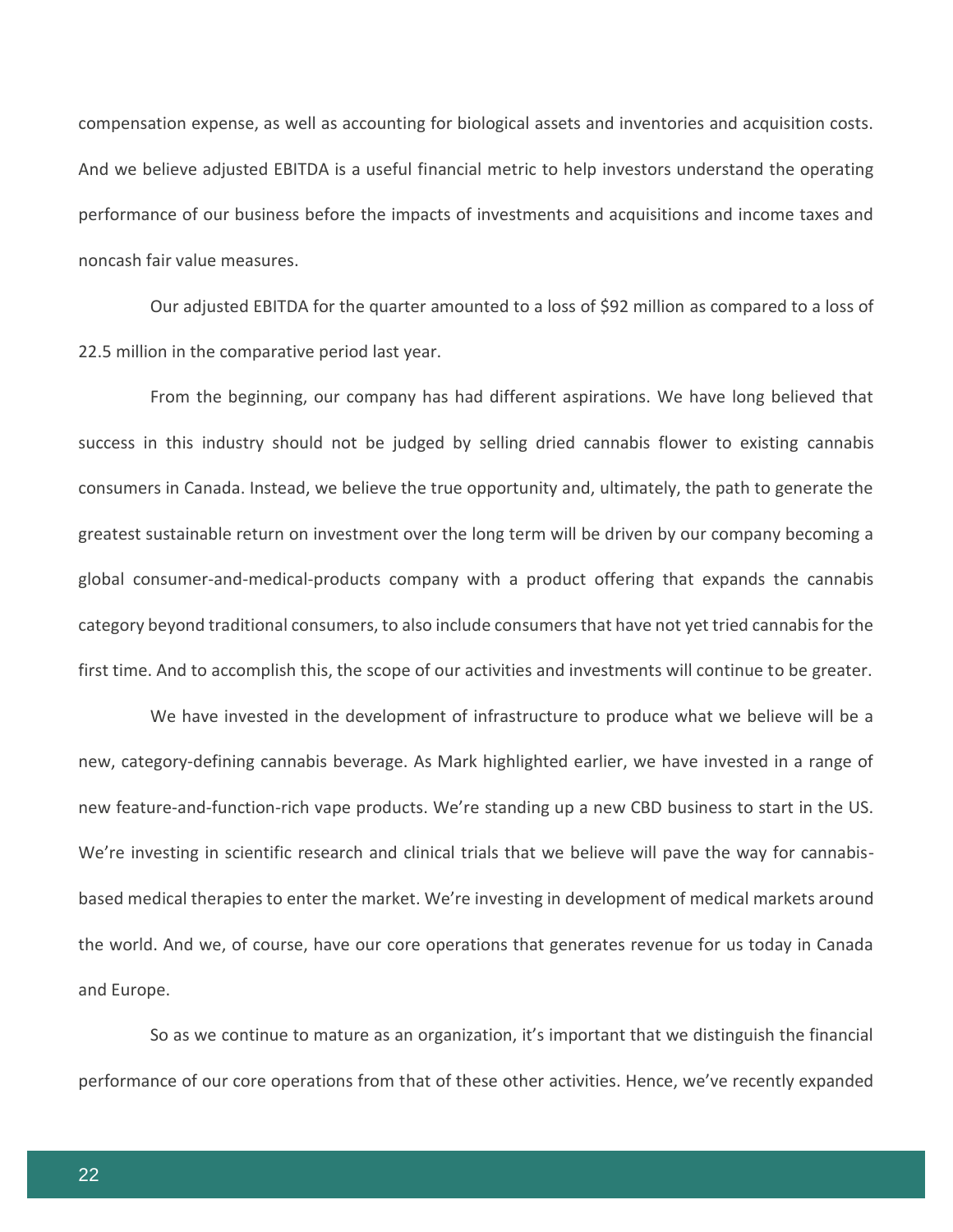compensation expense, as well as accounting for biological assets and inventories and acquisition costs. And we believe adjusted EBITDA is a useful financial metric to help investors understand the operating performance of our business before the impacts of investments and acquisitions and income taxes and noncash fair value measures.

Our adjusted EBITDA for the quarter amounted to a loss of $92 million as compared to a loss of 22.5 million in the comparative period last year.

From the beginning, our company has had different aspirations. We have long believed that success in this industry should not be judged by selling dried cannabis flower to existing cannabis consumers in Canada. Instead, we believe the true opportunity and, ultimately, the path to generate the greatest sustainable return on investment over the long term will be driven by our company becoming a global consumer-and-medical-products company with a product offering that expands the cannabis category beyond traditional consumers, to also include consumers that have not yet tried cannabis for the first time. And to accomplish this, the scope of our activities and investments will continue to be greater.

We have invested in the development of infrastructure to produce what we believe will be a new, category-defining cannabis beverage. As Mark highlighted earlier, we have invested in a range of new feature-and-function-rich vape products. We're standing up a new CBD business to start in the US. We're investing in scientific research and clinical trials that we believe will pave the way for cannabis-based medical therapies to enter the market. We're investing in development of medical markets around the world. And we, of course, have our core operations that generates revenue for us today in Canada and Europe.

So as we continue to mature as an organization, it's important that we distinguish the financial performance of our core operations from that of these other activities. Hence, we've recently expanded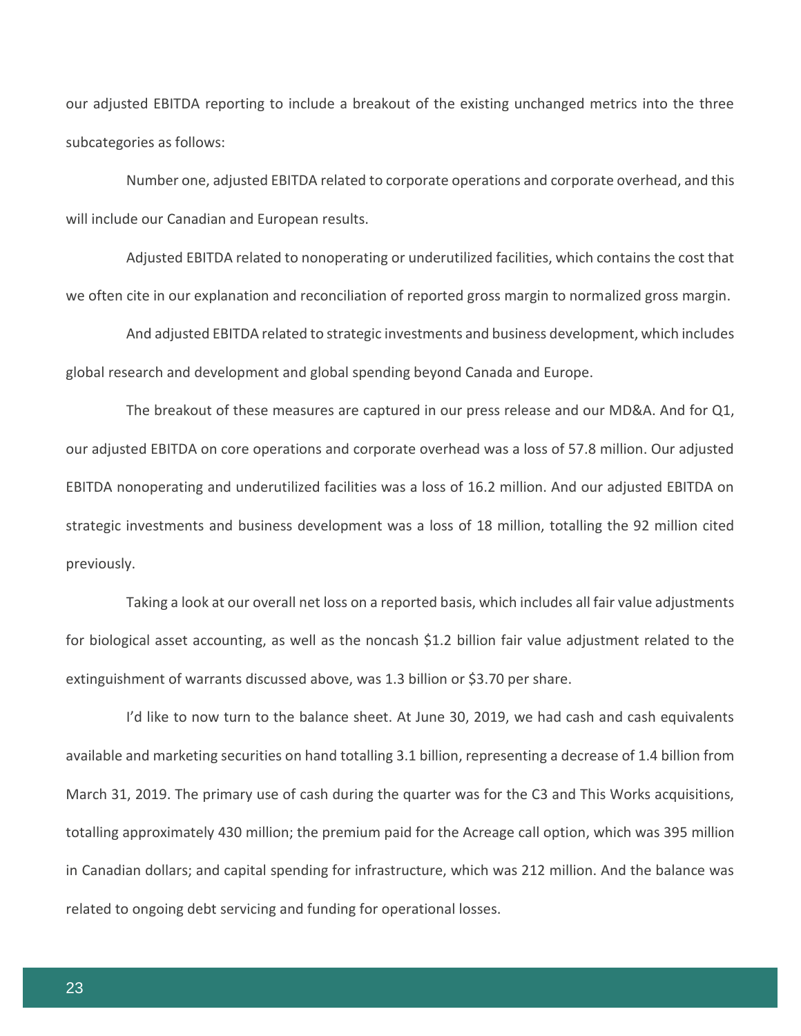our adjusted EBITDA reporting to include a breakout of the existing unchanged metrics into the three subcategories as follows:

Number one, adjusted EBITDA related to corporate operations and corporate overhead, and this will include our Canadian and European results.

Adjusted EBITDA related to nonoperating or underutilized facilities, which contains the cost that we often cite in our explanation and reconciliation of reported gross margin to normalized gross margin.

And adjusted EBITDA related to strategic investments and business development, which includes global research and development and global spending beyond Canada and Europe.

The breakout of these measures are captured in our press release and our MD&A. And for Q1, our adjusted EBITDA on core operations and corporate overhead was a loss of 57.8 million. Our adjusted EBITDA nonoperating and underutilized facilities was a loss of 16.2 million. And our adjusted EBITDA on strategic investments and business development was a loss of 18 million, totalling the 92 million cited previously.

Taking a look at our overall net loss on a reported basis, which includes all fair value adjustments for biological asset accounting, as well as the noncash $1.2 billion fair value adjustment related to the extinguishment of warrants discussed above, was 1.3 billion or $3.70 per share.

I'd like to now turn to the balance sheet. At June 30, 2019, we had cash and cash equivalents available and marketing securities on hand totalling 3.1 billion, representing a decrease of 1.4 billion from March 31, 2019. The primary use of cash during the quarter was for the C3 and This Works acquisitions, totalling approximately 430 million; the premium paid for the Acreage call option, which was 395 million in Canadian dollars; and capital spending for infrastructure, which was 212 million. And the balance was related to ongoing debt servicing and funding for operational losses.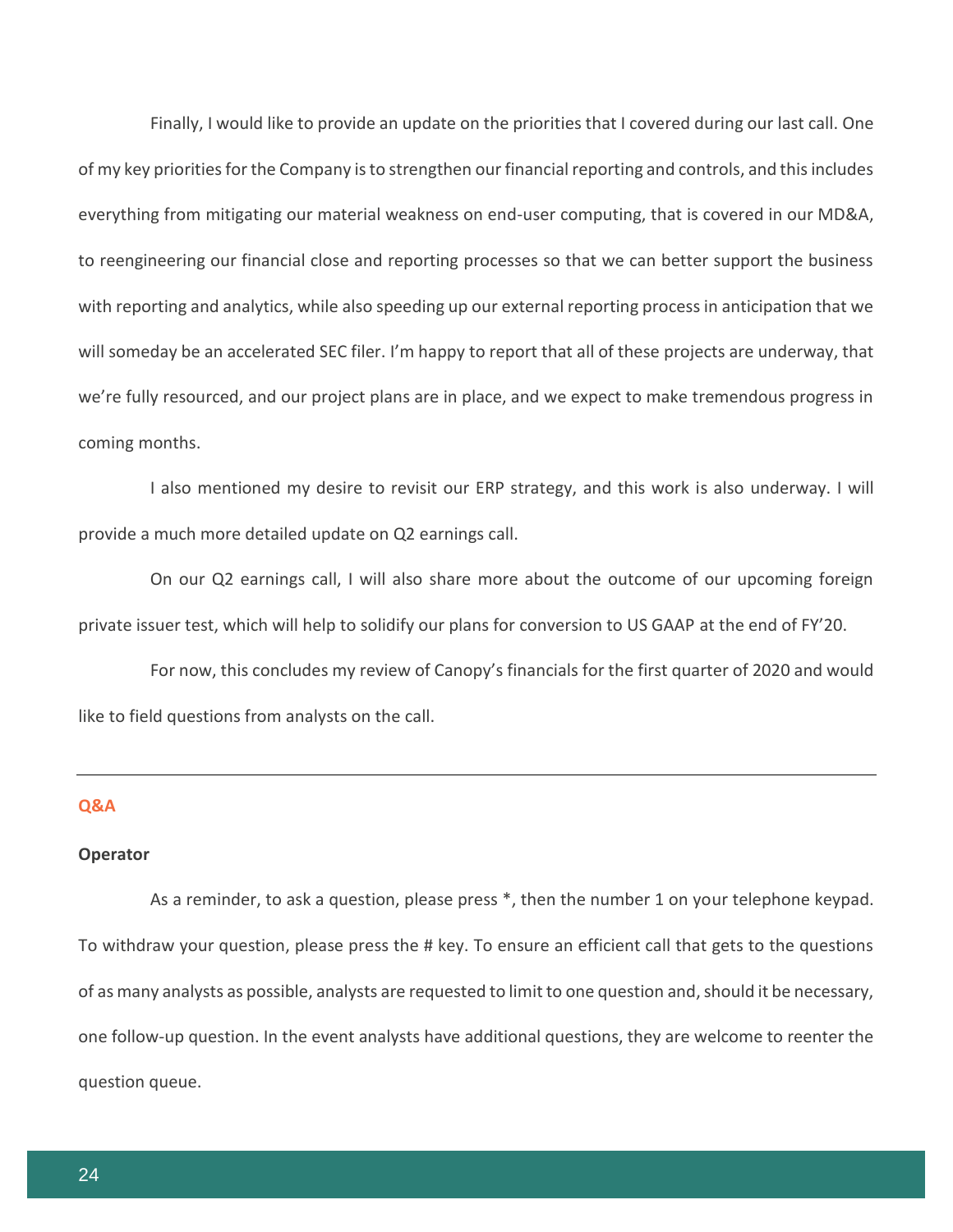Finally, I would like to provide an update on the priorities that I covered during our last call. One of my key priorities for the Company is to strengthen our financial reporting and controls, and this includes everything from mitigating our material weakness on end-user computing, that is covered in our MD&A, to reengineering our financial close and reporting processes so that we can better support the business with reporting and analytics, while also speeding up our external reporting process in anticipation that we will someday be an accelerated SEC filer. I'm happy to report that all of these projects are underway, that we're fully resourced, and our project plans are in place, and we expect to make tremendous progress in coming months.

I also mentioned my desire to revisit our ERP strategy, and this work is also underway. I will provide a much more detailed update on Q2 earnings call.

On our Q2 earnings call, I will also share more about the outcome of our upcoming foreign private issuer test, which will help to solidify our plans for conversion to US GAAP at the end of FY'20.

For now, this concludes my review of Canopy's financials for the first quarter of 2020 and would like to field questions from analysts on the call.

---

## Q&A

**Operator**

As a reminder, to ask a question, please press *, then the number 1 on your telephone keypad. To withdraw your question, please press the # key. To ensure an efficient call that gets to the questions of as many analysts as possible, analysts are requested to limit to one question and, should it be necessary, one follow-up question. In the event analysts have additional questions, they are welcome to reenter the question queue.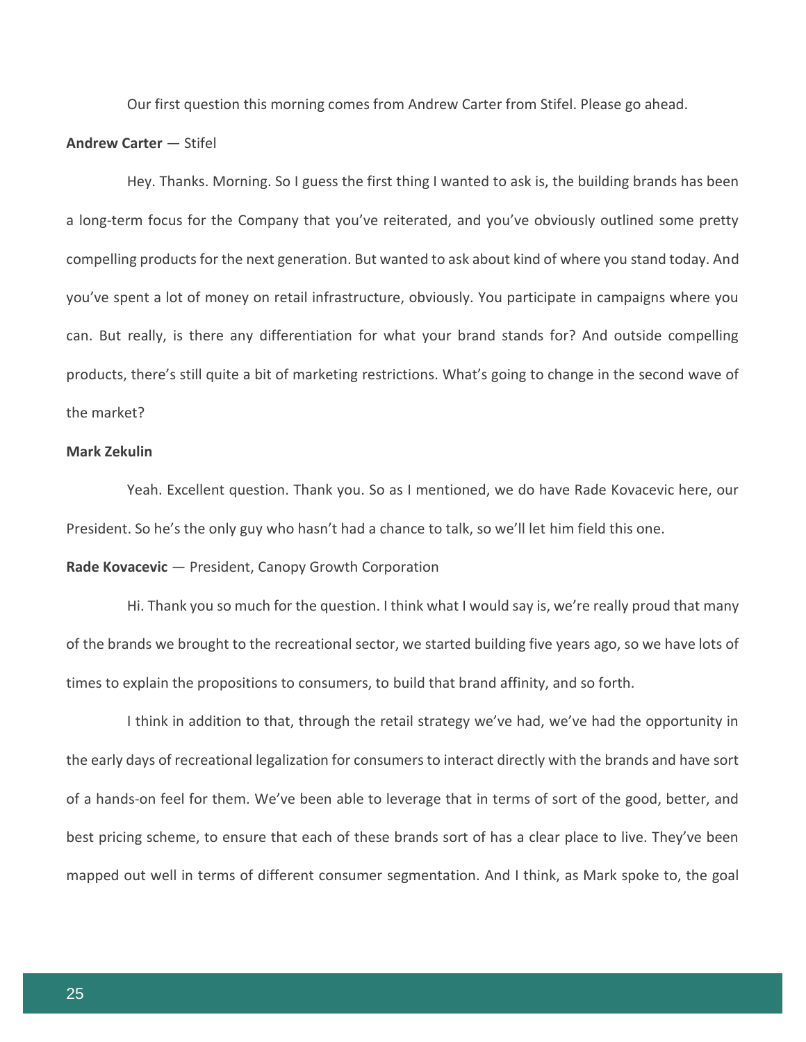Our first question this morning comes from Andrew Carter from Stifel. Please go ahead.

**Andrew Carter** — Stifel

Hey. Thanks. Morning. So I guess the first thing I wanted to ask is, the building brands has been a long-term focus for the Company that you've reiterated, and you've obviously outlined some pretty compelling products for the next generation. But wanted to ask about kind of where you stand today. And you've spent a lot of money on retail infrastructure, obviously. You participate in campaigns where you can. But really, is there any differentiation for what your brand stands for? And outside compelling products, there's still quite a bit of marketing restrictions. What's going to change in the second wave of the market?

**Mark Zekulin**

Yeah. Excellent question. Thank you. So as I mentioned, we do have Rade Kovacevic here, our President. So he's the only guy who hasn't had a chance to talk, so we'll let him field this one.

**Rade Kovacevic** — President, Canopy Growth Corporation

Hi. Thank you so much for the question. I think what I would say is, we're really proud that many of the brands we brought to the recreational sector, we started building five years ago, so we have lots of times to explain the propositions to consumers, to build that brand affinity, and so forth.

I think in addition to that, through the retail strategy we've had, we've had the opportunity in the early days of recreational legalization for consumers to interact directly with the brands and have sort of a hands-on feel for them. We've been able to leverage that in terms of sort of the good, better, and best pricing scheme, to ensure that each of these brands sort of has a clear place to live. They've been mapped out well in terms of different consumer segmentation. And I think, as Mark spoke to, the goal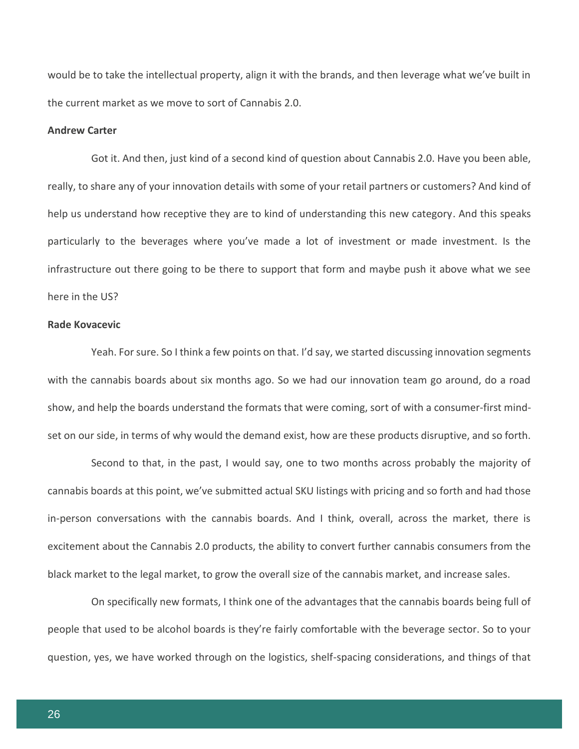would be to take the intellectual property, align it with the brands, and then leverage what we've built in the current market as we move to sort of Cannabis 2.0.

**Andrew Carter**

Got it. And then, just kind of a second kind of question about Cannabis 2.0. Have you been able, really, to share any of your innovation details with some of your retail partners or customers? And kind of help us understand how receptive they are to kind of understanding this new category. And this speaks particularly to the beverages where you've made a lot of investment or made investment. Is the infrastructure out there going to be there to support that form and maybe push it above what we see here in the US?

**Rade Kovacevic**

Yeah. For sure. So I think a few points on that. I'd say, we started discussing innovation segments with the cannabis boards about six months ago. So we had our innovation team go around, do a road show, and help the boards understand the formats that were coming, sort of with a consumer-first mind-set on our side, in terms of why would the demand exist, how are these products disruptive, and so forth.

Second to that, in the past, I would say, one to two months across probably the majority of cannabis boards at this point, we've submitted actual SKU listings with pricing and so forth and had those in-person conversations with the cannabis boards. And I think, overall, across the market, there is excitement about the Cannabis 2.0 products, the ability to convert further cannabis consumers from the black market to the legal market, to grow the overall size of the cannabis market, and increase sales.

On specifically new formats, I think one of the advantages that the cannabis boards being full of people that used to be alcohol boards is they're fairly comfortable with the beverage sector. So to your question, yes, we have worked through on the logistics, shelf-spacing considerations, and things of that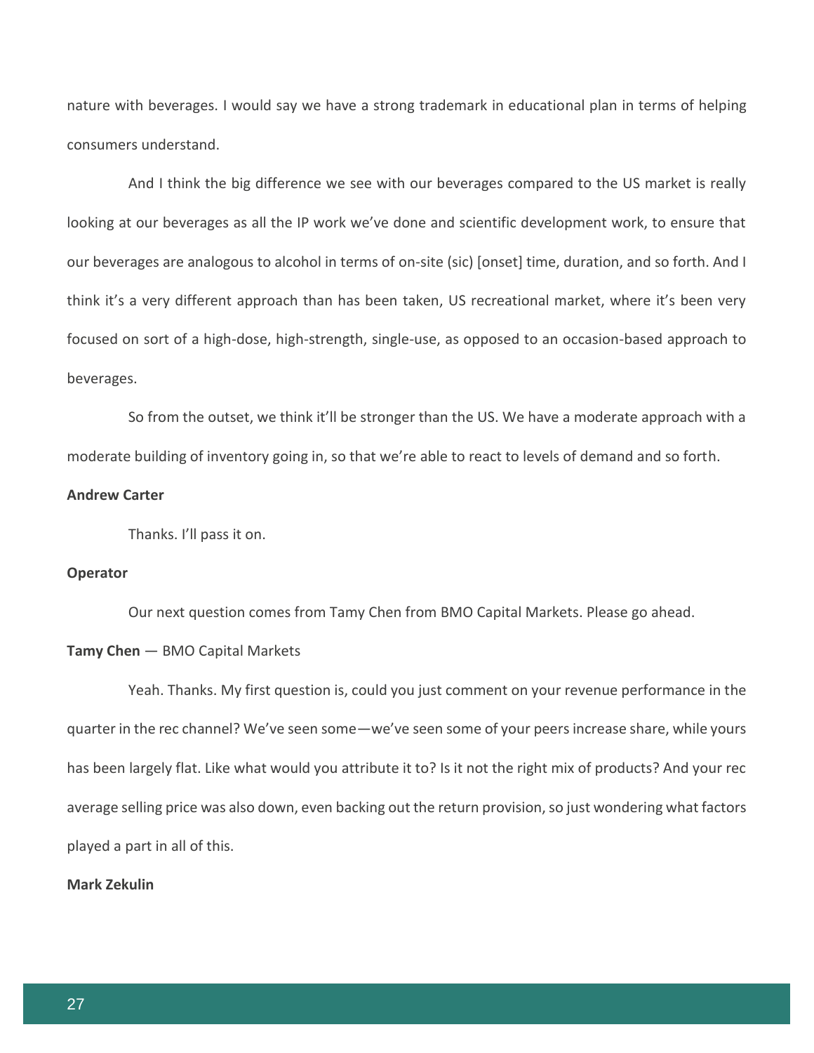nature with beverages. I would say we have a strong trademark in educational plan in terms of helping consumers understand.

And I think the big difference we see with our beverages compared to the US market is really looking at our beverages as all the IP work we've done and scientific development work, to ensure that our beverages are analogous to alcohol in terms of on-site (sic) [onset] time, duration, and so forth. And I think it's a very different approach than has been taken, US recreational market, where it's been very focused on sort of a high-dose, high-strength, single-use, as opposed to an occasion-based approach to beverages.

So from the outset, we think it'll be stronger than the US. We have a moderate approach with a moderate building of inventory going in, so that we're able to react to levels of demand and so forth.

**Andrew Carter**

Thanks. I'll pass it on.

**Operator**

Our next question comes from Tamy Chen from BMO Capital Markets. Please go ahead.

**Tamy Chen** — BMO Capital Markets

Yeah. Thanks. My first question is, could you just comment on your revenue performance in the quarter in the rec channel? We've seen some—we've seen some of your peers increase share, while yours has been largely flat. Like what would you attribute it to? Is it not the right mix of products? And your rec average selling price was also down, even backing out the return provision, so just wondering what factors played a part in all of this.

**Mark Zekulin**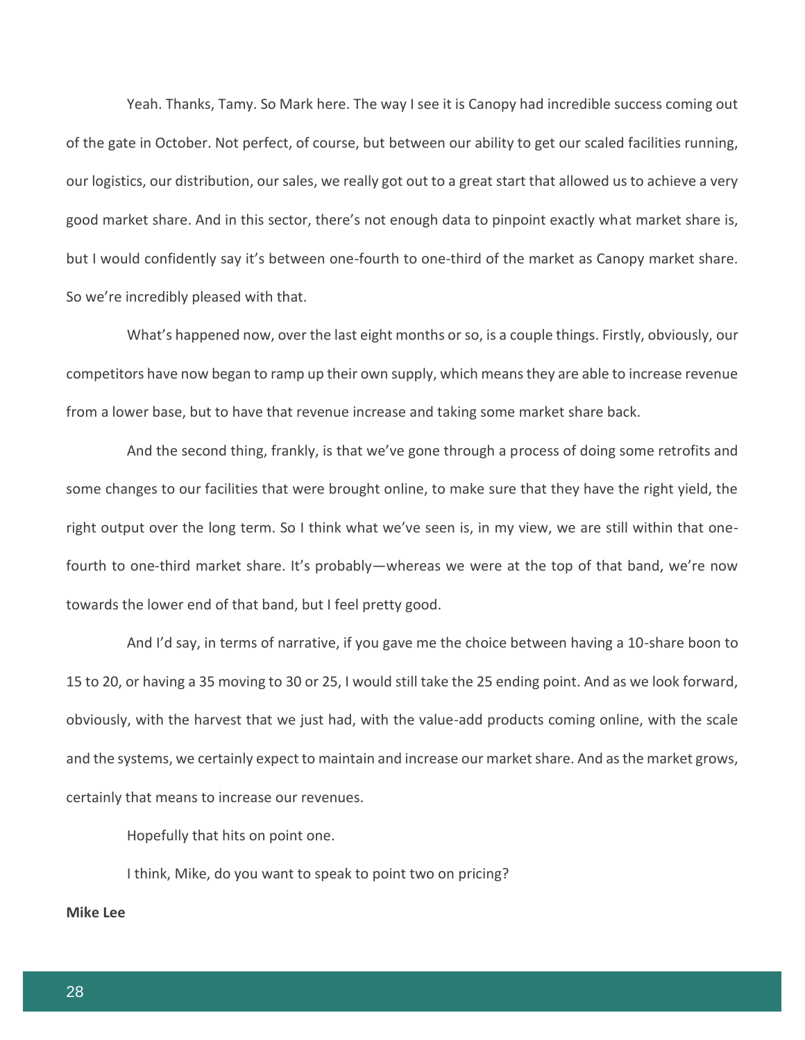Yeah. Thanks, Tamy. So Mark here. The way I see it is Canopy had incredible success coming out of the gate in October. Not perfect, of course, but between our ability to get our scaled facilities running, our logistics, our distribution, our sales, we really got out to a great start that allowed us to achieve a very good market share. And in this sector, there's not enough data to pinpoint exactly what market share is, but I would confidently say it's between one-fourth to one-third of the market as Canopy market share. So we're incredibly pleased with that.

What's happened now, over the last eight months or so, is a couple things. Firstly, obviously, our competitors have now began to ramp up their own supply, which means they are able to increase revenue from a lower base, but to have that revenue increase and taking some market share back.

And the second thing, frankly, is that we've gone through a process of doing some retrofits and some changes to our facilities that were brought online, to make sure that they have the right yield, the right output over the long term. So I think what we've seen is, in my view, we are still within that one-fourth to one-third market share. It's probably—whereas we were at the top of that band, we're now towards the lower end of that band, but I feel pretty good.

And I'd say, in terms of narrative, if you gave me the choice between having a 10-share boon to 15 to 20, or having a 35 moving to 30 or 25, I would still take the 25 ending point. And as we look forward, obviously, with the harvest that we just had, with the value-add products coming online, with the scale and the systems, we certainly expect to maintain and increase our market share. And as the market grows, certainly that means to increase our revenues.

Hopefully that hits on point one.

I think, Mike, do you want to speak to point two on pricing?

**Mike Lee**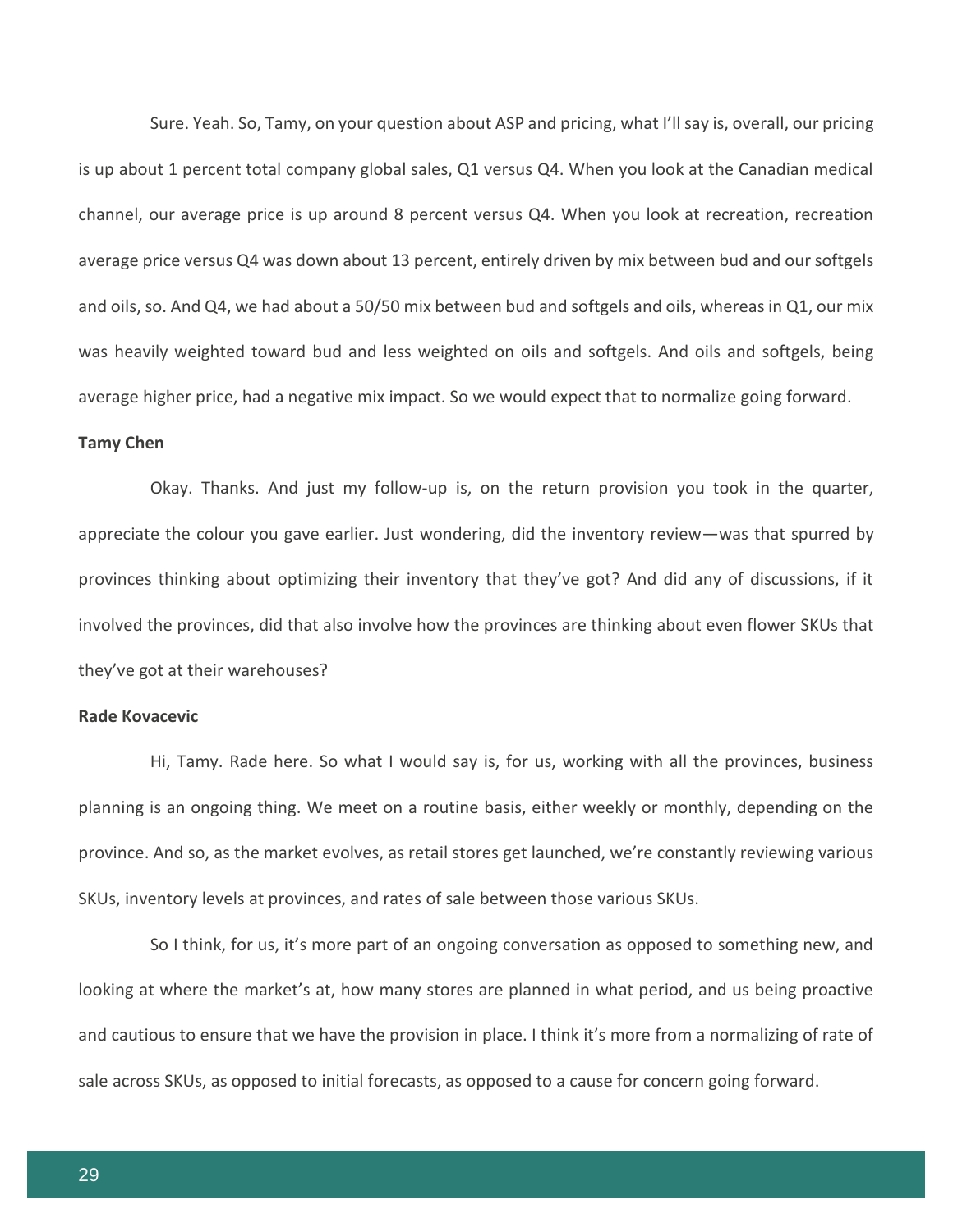Sure. Yeah. So, Tamy, on your question about ASP and pricing, what I'll say is, overall, our pricing is up about 1 percent total company global sales, Q1 versus Q4. When you look at the Canadian medical channel, our average price is up around 8 percent versus Q4. When you look at recreation, recreation average price versus Q4 was down about 13 percent, entirely driven by mix between bud and our softgels and oils, so. And Q4, we had about a 50/50 mix between bud and softgels and oils, whereas in Q1, our mix was heavily weighted toward bud and less weighted on oils and softgels. And oils and softgels, being average higher price, had a negative mix impact. So we would expect that to normalize going forward.

**Tamy Chen**

Okay. Thanks. And just my follow-up is, on the return provision you took in the quarter, appreciate the colour you gave earlier. Just wondering, did the inventory review—was that spurred by provinces thinking about optimizing their inventory that they've got? And did any of discussions, if it involved the provinces, did that also involve how the provinces are thinking about even flower SKUs that they've got at their warehouses?

**Rade Kovacevic**

Hi, Tamy. Rade here. So what I would say is, for us, working with all the provinces, business planning is an ongoing thing. We meet on a routine basis, either weekly or monthly, depending on the province. And so, as the market evolves, as retail stores get launched, we're constantly reviewing various SKUs, inventory levels at provinces, and rates of sale between those various SKUs.

So I think, for us, it's more part of an ongoing conversation as opposed to something new, and looking at where the market's at, how many stores are planned in what period, and us being proactive and cautious to ensure that we have the provision in place. I think it's more from a normalizing of rate of sale across SKUs, as opposed to initial forecasts, as opposed to a cause for concern going forward.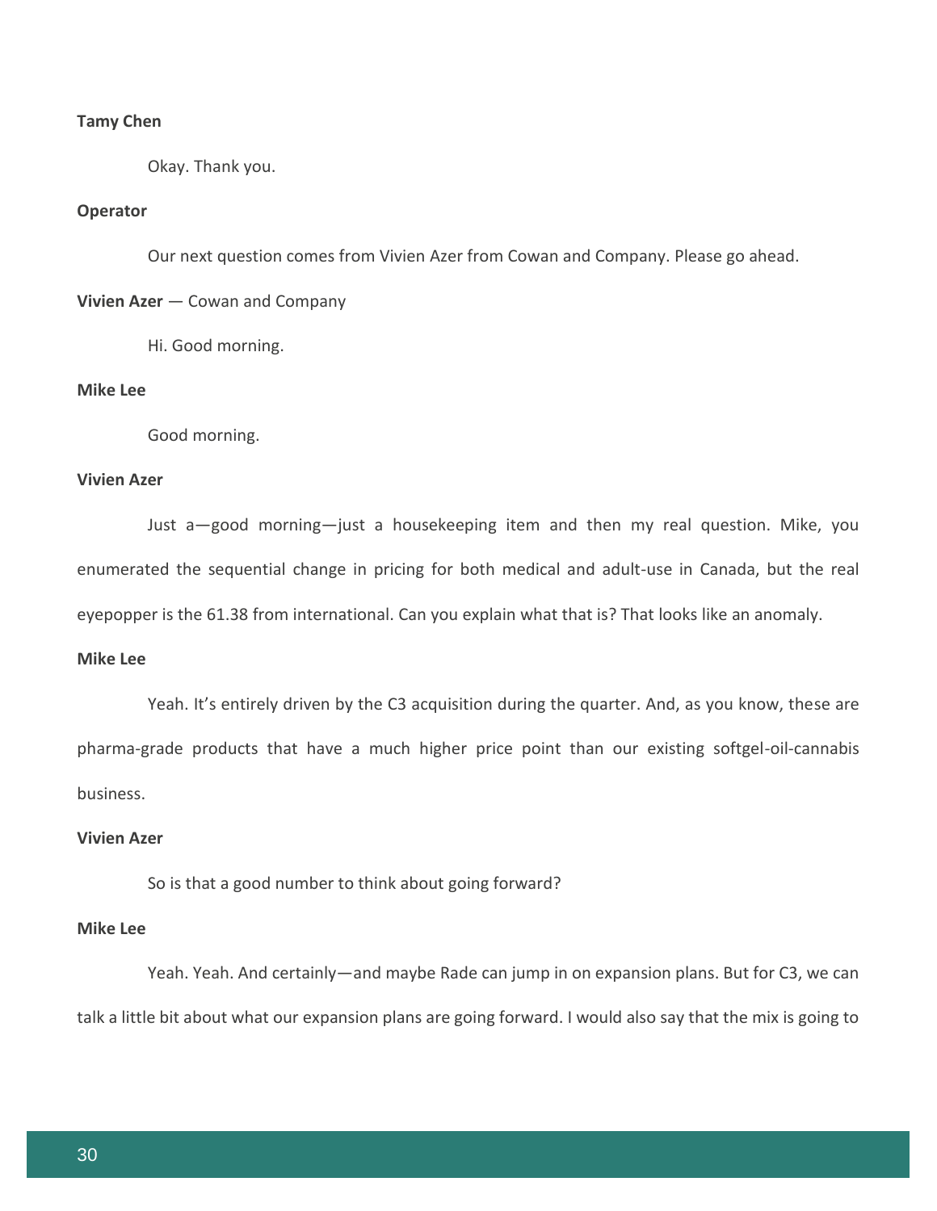**Tamy Chen**

Okay. Thank you.

**Operator**

Our next question comes from Vivien Azer from Cowan and Company. Please go ahead.

**Vivien Azer** — Cowan and Company

Hi. Good morning.

**Mike Lee**

Good morning.

**Vivien Azer**

Just a—good morning—just a housekeeping item and then my real question. Mike, you enumerated the sequential change in pricing for both medical and adult-use in Canada, but the real eyepopper is the 61.38 from international. Can you explain what that is? That looks like an anomaly.

**Mike Lee**

Yeah. It's entirely driven by the C3 acquisition during the quarter. And, as you know, these are pharma-grade products that have a much higher price point than our existing softgel-oil-cannabis business.

**Vivien Azer**

So is that a good number to think about going forward?

**Mike Lee**

Yeah. Yeah. And certainly—and maybe Rade can jump in on expansion plans. But for C3, we can talk a little bit about what our expansion plans are going forward. I would also say that the mix is going to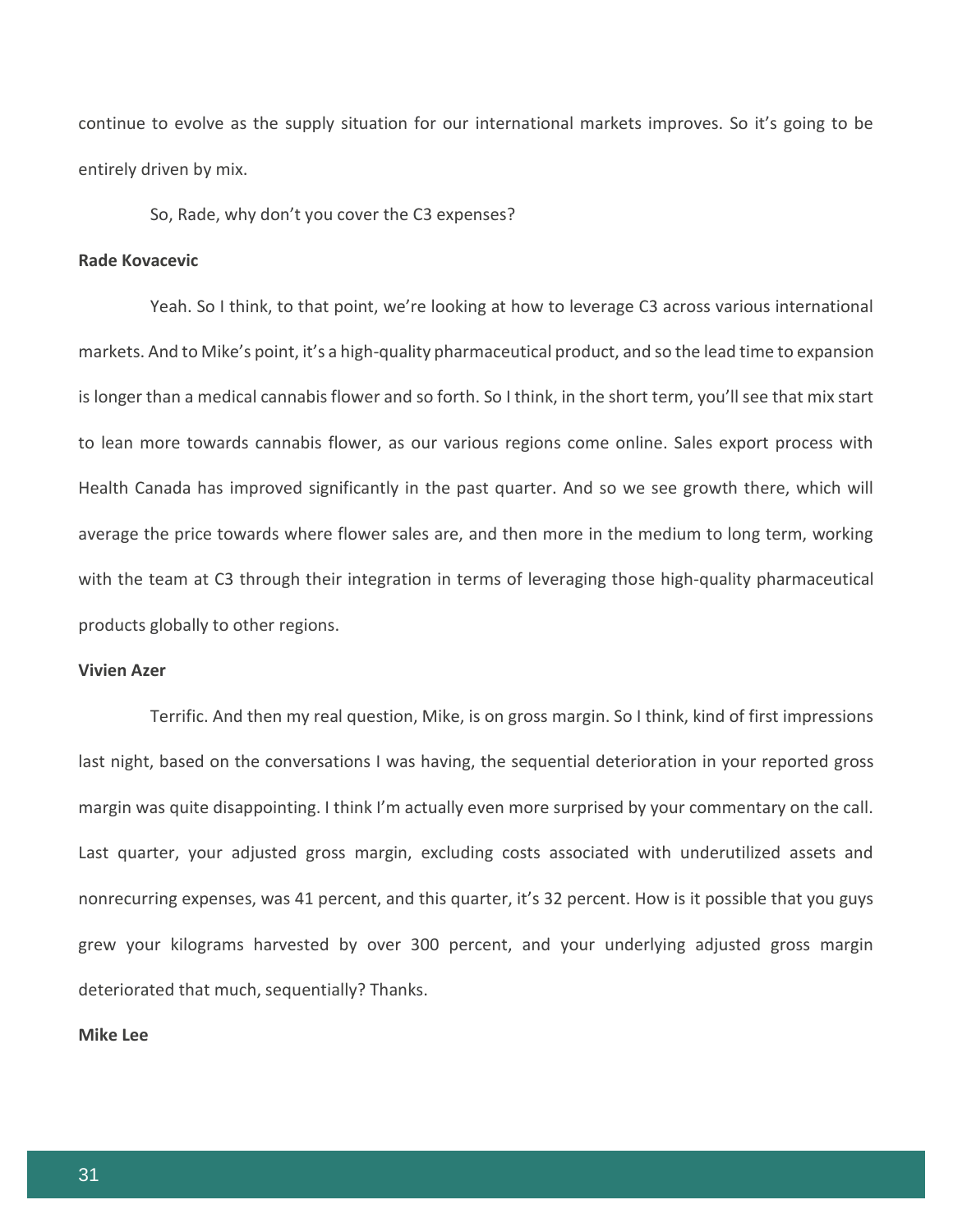continue to evolve as the supply situation for our international markets improves. So it's going to be entirely driven by mix.

So, Rade, why don't you cover the C3 expenses?

**Rade Kovacevic**

Yeah. So I think, to that point, we're looking at how to leverage C3 across various international markets. And to Mike's point, it's a high-quality pharmaceutical product, and so the lead time to expansion is longer than a medical cannabis flower and so forth. So I think, in the short term, you'll see that mix start to lean more towards cannabis flower, as our various regions come online. Sales export process with Health Canada has improved significantly in the past quarter. And so we see growth there, which will average the price towards where flower sales are, and then more in the medium to long term, working with the team at C3 through their integration in terms of leveraging those high-quality pharmaceutical products globally to other regions.

**Vivien Azer**

Terrific. And then my real question, Mike, is on gross margin. So I think, kind of first impressions last night, based on the conversations I was having, the sequential deterioration in your reported gross margin was quite disappointing. I think I'm actually even more surprised by your commentary on the call. Last quarter, your adjusted gross margin, excluding costs associated with underutilized assets and nonrecurring expenses, was 41 percent, and this quarter, it's 32 percent. How is it possible that you guys grew your kilograms harvested by over 300 percent, and your underlying adjusted gross margin deteriorated that much, sequentially? Thanks.

**Mike Lee**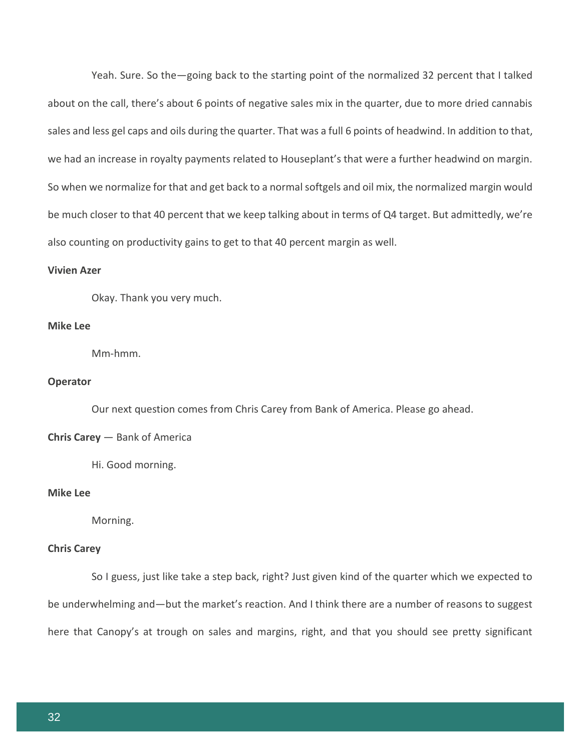Yeah. Sure. So the—going back to the starting point of the normalized 32 percent that I talked about on the call, there's about 6 points of negative sales mix in the quarter, due to more dried cannabis sales and less gel caps and oils during the quarter. That was a full 6 points of headwind. In addition to that, we had an increase in royalty payments related to Houseplant's that were a further headwind on margin. So when we normalize for that and get back to a normal softgels and oil mix, the normalized margin would be much closer to that 40 percent that we keep talking about in terms of Q4 target. But admittedly, we're also counting on productivity gains to get to that 40 percent margin as well.

**Vivien Azer**

Okay. Thank you very much.

**Mike Lee**

Mm-hmm.

**Operator**

Our next question comes from Chris Carey from Bank of America. Please go ahead.

**Chris Carey** — Bank of America

Hi. Good morning.

**Mike Lee**

Morning.

**Chris Carey**

So I guess, just like take a step back, right? Just given kind of the quarter which we expected to be underwhelming and—but the market's reaction. And I think there are a number of reasons to suggest here that Canopy's at trough on sales and margins, right, and that you should see pretty significant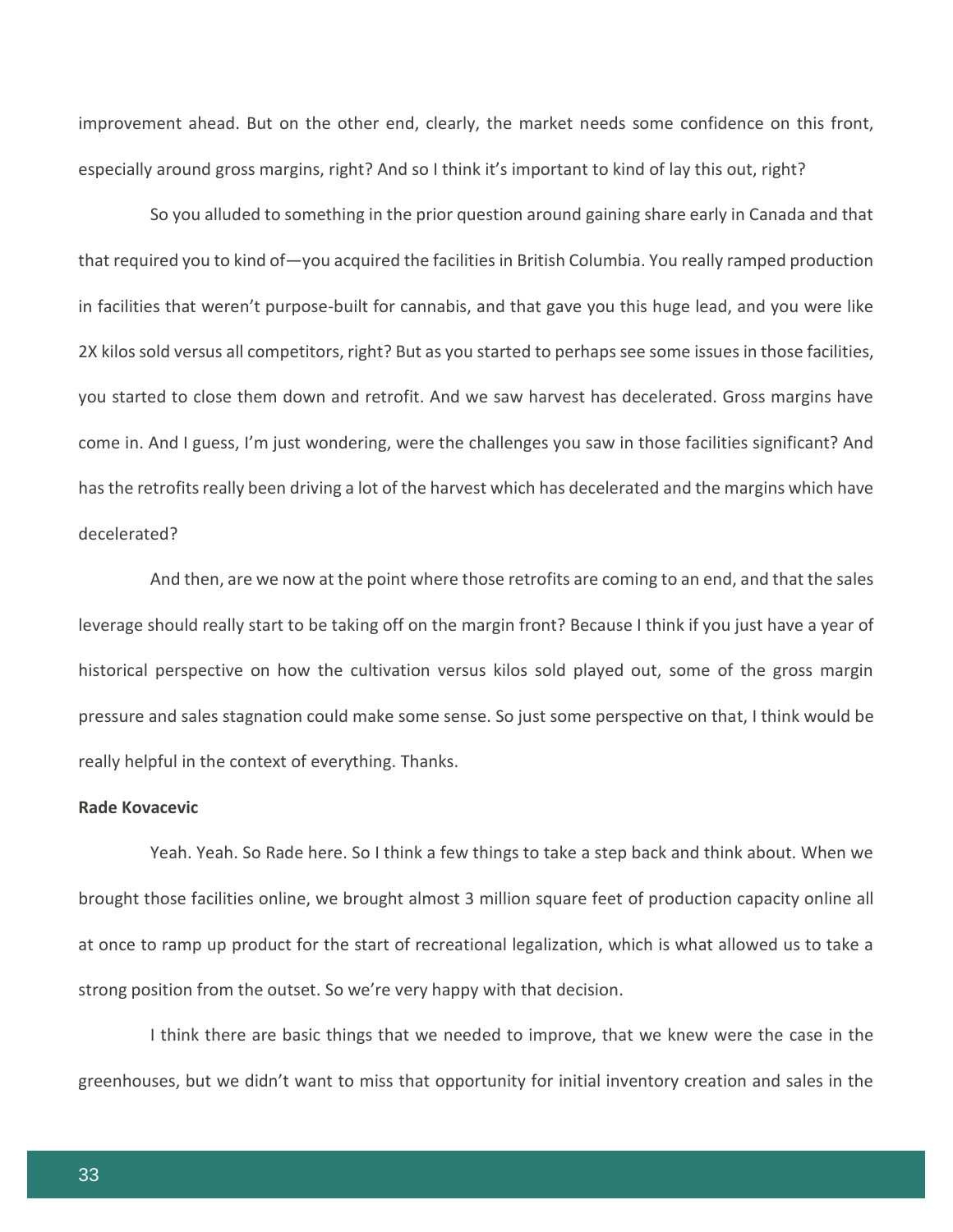improvement ahead. But on the other end, clearly, the market needs some confidence on this front, especially around gross margins, right? And so I think it's important to kind of lay this out, right?

So you alluded to something in the prior question around gaining share early in Canada and that that required you to kind of—you acquired the facilities in British Columbia. You really ramped production in facilities that weren't purpose-built for cannabis, and that gave you this huge lead, and you were like 2X kilos sold versus all competitors, right? But as you started to perhaps see some issues in those facilities, you started to close them down and retrofit. And we saw harvest has decelerated. Gross margins have come in. And I guess, I'm just wondering, were the challenges you saw in those facilities significant? And has the retrofits really been driving a lot of the harvest which has decelerated and the margins which have decelerated?

And then, are we now at the point where those retrofits are coming to an end, and that the sales leverage should really start to be taking off on the margin front? Because I think if you just have a year of historical perspective on how the cultivation versus kilos sold played out, some of the gross margin pressure and sales stagnation could make some sense. So just some perspective on that, I think would be really helpful in the context of everything. Thanks.

**Rade Kovacevic**

Yeah. Yeah. So Rade here. So I think a few things to take a step back and think about. When we brought those facilities online, we brought almost 3 million square feet of production capacity online all at once to ramp up product for the start of recreational legalization, which is what allowed us to take a strong position from the outset. So we're very happy with that decision.

I think there are basic things that we needed to improve, that we knew were the case in the greenhouses, but we didn't want to miss that opportunity for initial inventory creation and sales in the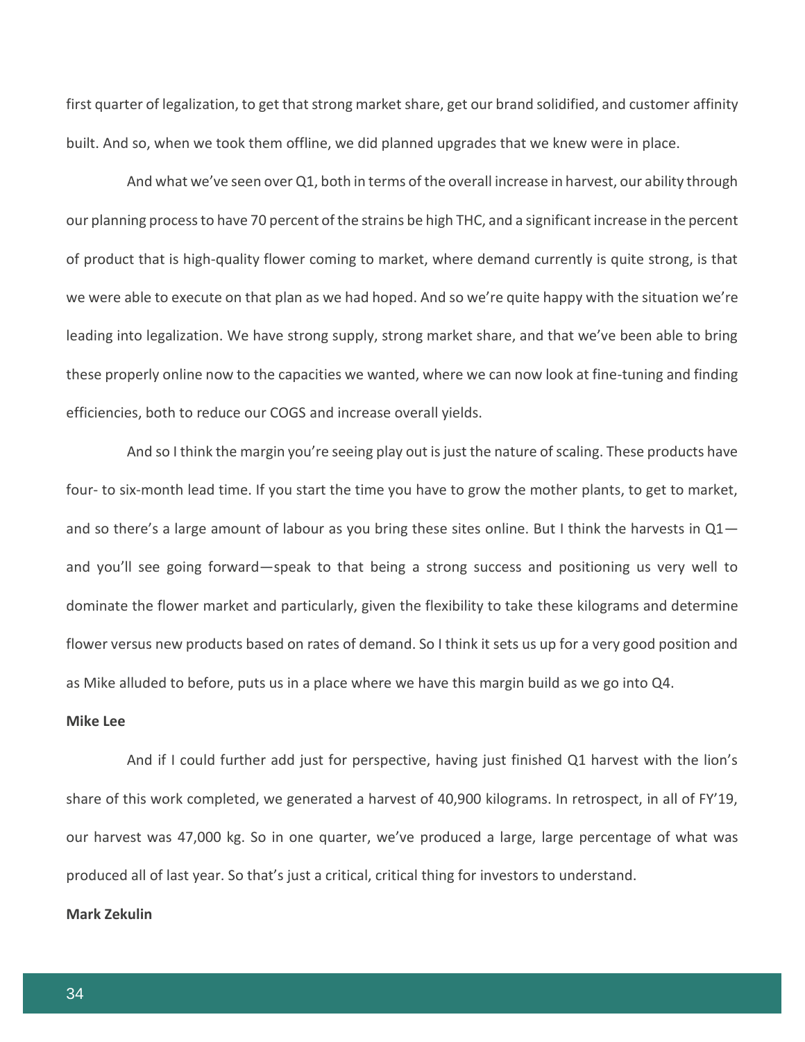first quarter of legalization, to get that strong market share, get our brand solidified, and customer affinity built. And so, when we took them offline, we did planned upgrades that we knew were in place.

And what we've seen over Q1, both in terms of the overall increase in harvest, our ability through our planning process to have 70 percent of the strains be high THC, and a significant increase in the percent of product that is high-quality flower coming to market, where demand currently is quite strong, is that we were able to execute on that plan as we had hoped. And so we're quite happy with the situation we're leading into legalization. We have strong supply, strong market share, and that we've been able to bring these properly online now to the capacities we wanted, where we can now look at fine-tuning and finding efficiencies, both to reduce our COGS and increase overall yields.

And so I think the margin you're seeing play out is just the nature of scaling. These products have four- to six-month lead time. If you start the time you have to grow the mother plants, to get to market, and so there's a large amount of labour as you bring these sites online. But I think the harvests in Q1—and you'll see going forward—speak to that being a strong success and positioning us very well to dominate the flower market and particularly, given the flexibility to take these kilograms and determine flower versus new products based on rates of demand. So I think it sets us up for a very good position and as Mike alluded to before, puts us in a place where we have this margin build as we go into Q4.

**Mike Lee**

And if I could further add just for perspective, having just finished Q1 harvest with the lion's share of this work completed, we generated a harvest of 40,900 kilograms. In retrospect, in all of FY'19, our harvest was 47,000 kg. So in one quarter, we've produced a large, large percentage of what was produced all of last year. So that's just a critical, critical thing for investors to understand.

**Mark Zekulin**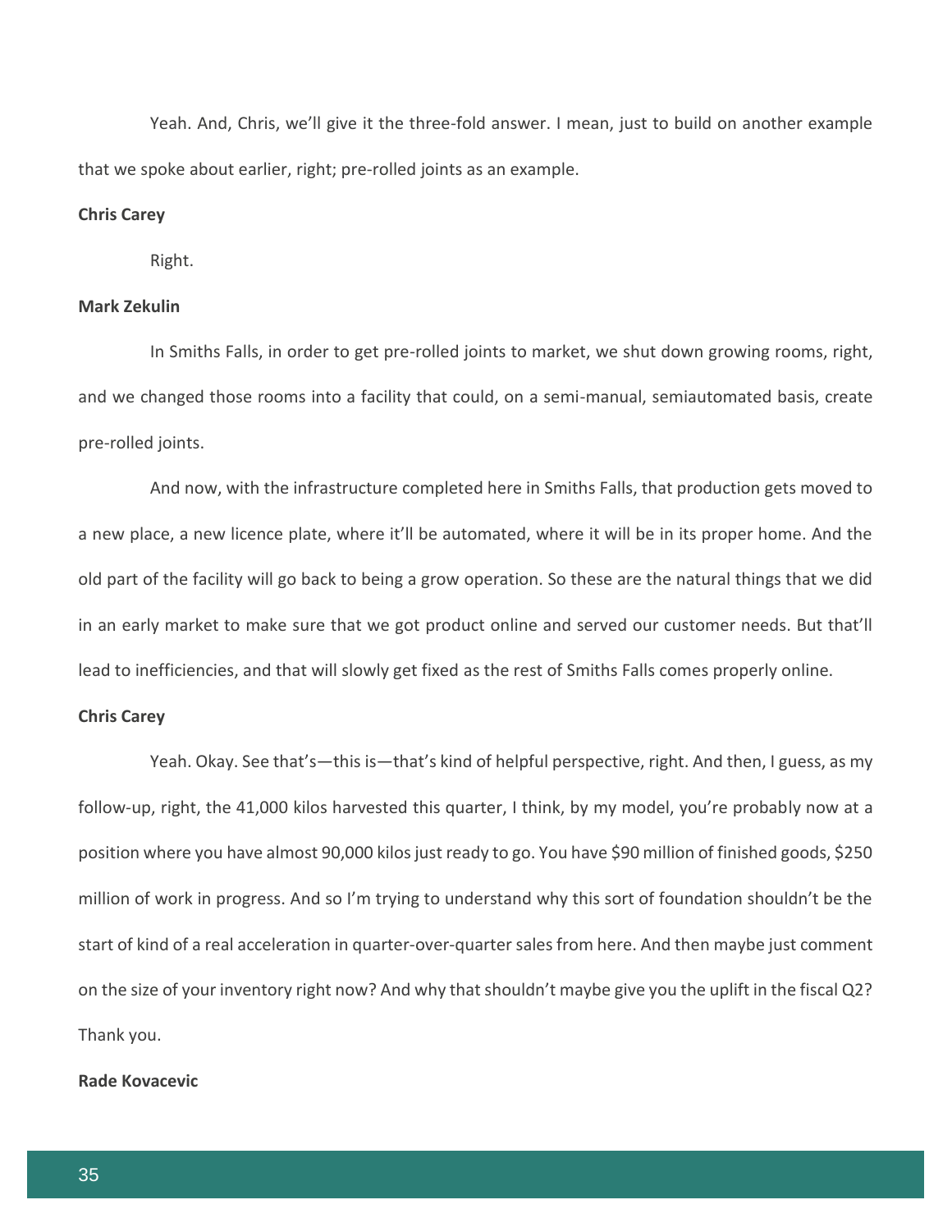Yeah. And, Chris, we'll give it the three-fold answer. I mean, just to build on another example that we spoke about earlier, right; pre-rolled joints as an example.

**Chris Carey**

Right.

**Mark Zekulin**

In Smiths Falls, in order to get pre-rolled joints to market, we shut down growing rooms, right, and we changed those rooms into a facility that could, on a semi-manual, semiautomated basis, create pre-rolled joints.

And now, with the infrastructure completed here in Smiths Falls, that production gets moved to a new place, a new licence plate, where it'll be automated, where it will be in its proper home. And the old part of the facility will go back to being a grow operation. So these are the natural things that we did in an early market to make sure that we got product online and served our customer needs. But that'll lead to inefficiencies, and that will slowly get fixed as the rest of Smiths Falls comes properly online.

**Chris Carey**

Yeah. Okay. See that's—this is—that's kind of helpful perspective, right. And then, I guess, as my follow-up, right, the 41,000 kilos harvested this quarter, I think, by my model, you're probably now at a position where you have almost 90,000 kilos just ready to go. You have $90 million of finished goods, $250 million of work in progress. And so I'm trying to understand why this sort of foundation shouldn't be the start of kind of a real acceleration in quarter-over-quarter sales from here. And then maybe just comment on the size of your inventory right now? And why that shouldn't maybe give you the uplift in the fiscal Q2? Thank you.

**Rade Kovacevic**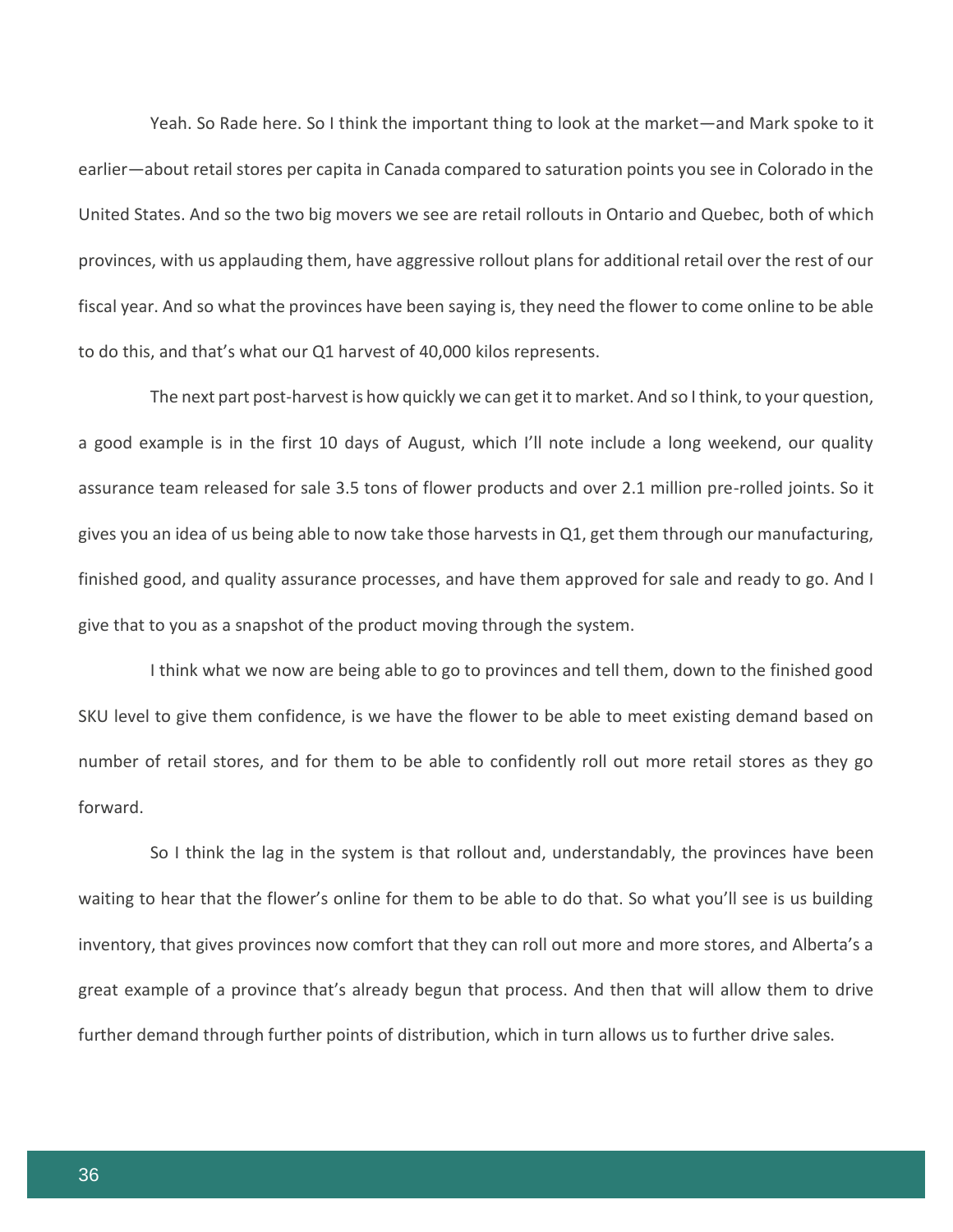Yeah. So Rade here. So I think the important thing to look at the market—and Mark spoke to it earlier—about retail stores per capita in Canada compared to saturation points you see in Colorado in the United States. And so the two big movers we see are retail rollouts in Ontario and Quebec, both of which provinces, with us applauding them, have aggressive rollout plans for additional retail over the rest of our fiscal year. And so what the provinces have been saying is, they need the flower to come online to be able to do this, and that's what our Q1 harvest of 40,000 kilos represents.

The next part post-harvest is how quickly we can get it to market. And so I think, to your question, a good example is in the first 10 days of August, which I'll note include a long weekend, our quality assurance team released for sale 3.5 tons of flower products and over 2.1 million pre-rolled joints. So it gives you an idea of us being able to now take those harvests in Q1, get them through our manufacturing, finished good, and quality assurance processes, and have them approved for sale and ready to go. And I give that to you as a snapshot of the product moving through the system.

I think what we now are being able to go to provinces and tell them, down to the finished good SKU level to give them confidence, is we have the flower to be able to meet existing demand based on number of retail stores, and for them to be able to confidently roll out more retail stores as they go forward.

So I think the lag in the system is that rollout and, understandably, the provinces have been waiting to hear that the flower's online for them to be able to do that. So what you'll see is us building inventory, that gives provinces now comfort that they can roll out more and more stores, and Alberta's a great example of a province that's already begun that process. And then that will allow them to drive further demand through further points of distribution, which in turn allows us to further drive sales.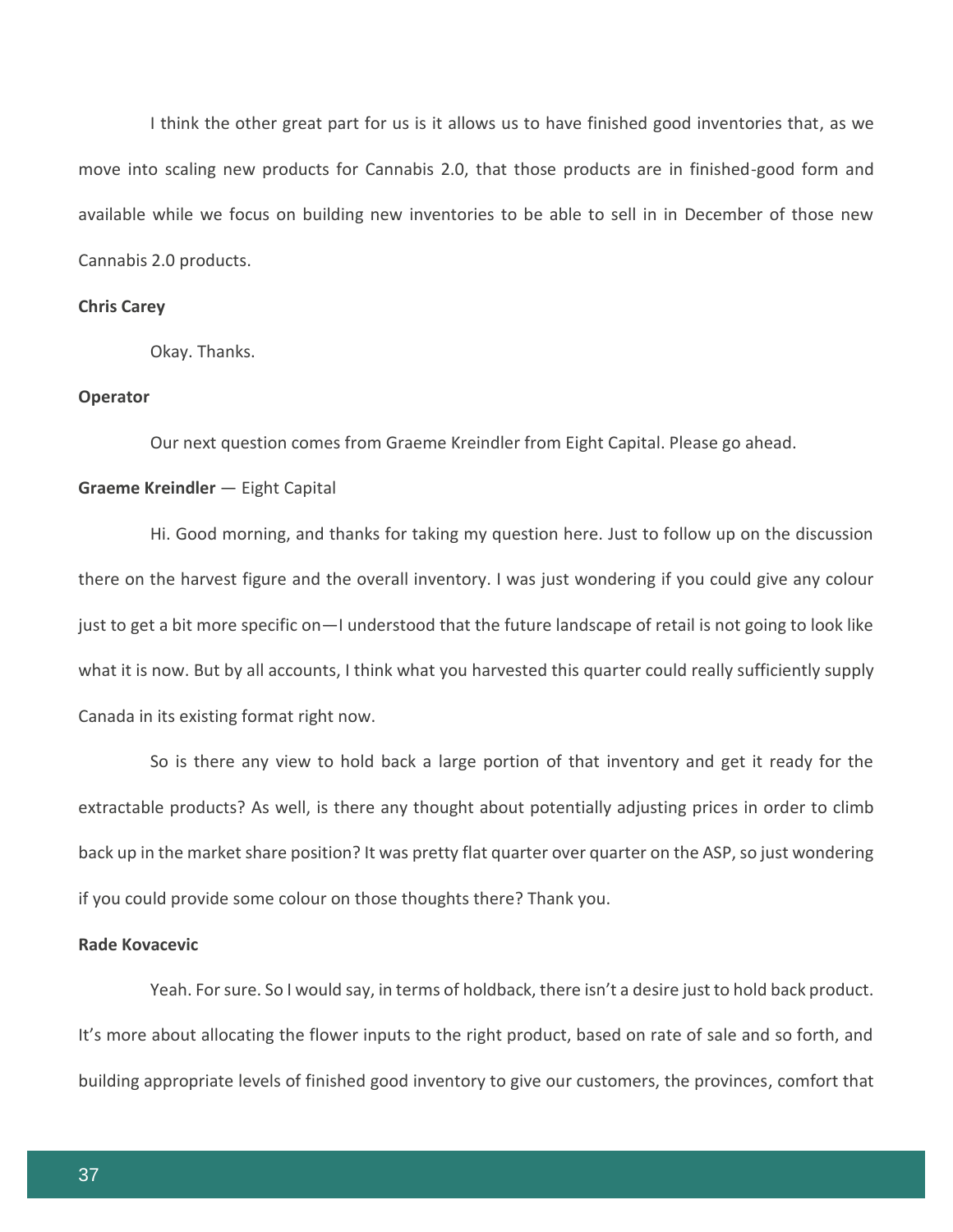I think the other great part for us is it allows us to have finished good inventories that, as we move into scaling new products for Cannabis 2.0, that those products are in finished-good form and available while we focus on building new inventories to be able to sell in in December of those new Cannabis 2.0 products.

**Chris Carey**

Okay. Thanks.

**Operator**

Our next question comes from Graeme Kreindler from Eight Capital. Please go ahead.

**Graeme Kreindler** — Eight Capital

Hi. Good morning, and thanks for taking my question here. Just to follow up on the discussion there on the harvest figure and the overall inventory. I was just wondering if you could give any colour just to get a bit more specific on—I understood that the future landscape of retail is not going to look like what it is now. But by all accounts, I think what you harvested this quarter could really sufficiently supply Canada in its existing format right now.

So is there any view to hold back a large portion of that inventory and get it ready for the extractable products? As well, is there any thought about potentially adjusting prices in order to climb back up in the market share position? It was pretty flat quarter over quarter on the ASP, so just wondering if you could provide some colour on those thoughts there? Thank you.

**Rade Kovacevic**

Yeah. For sure. So I would say, in terms of holdback, there isn't a desire just to hold back product. It's more about allocating the flower inputs to the right product, based on rate of sale and so forth, and building appropriate levels of finished good inventory to give our customers, the provinces, comfort that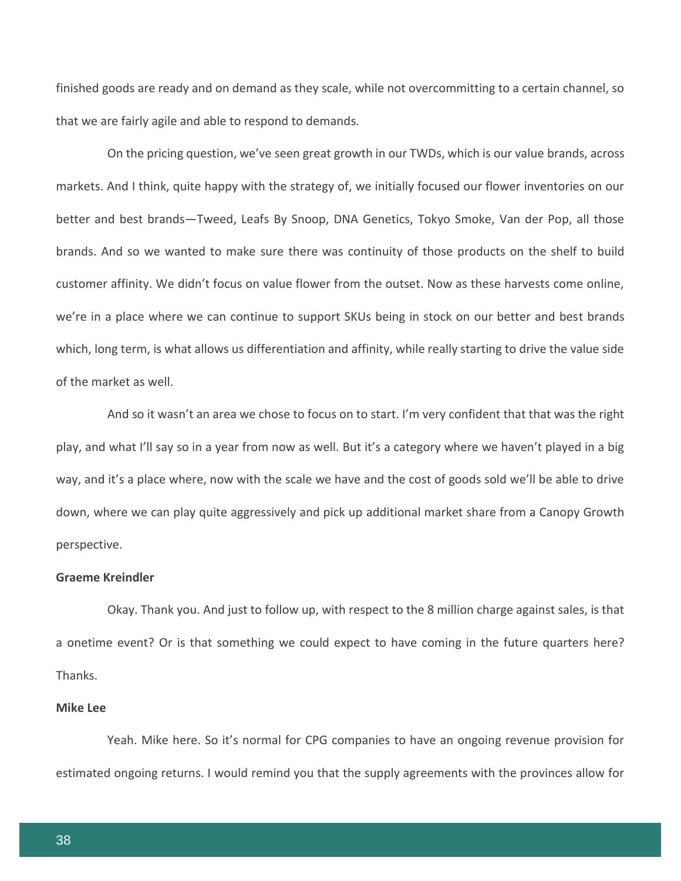finished goods are ready and on demand as they scale, while not overcommitting to a certain channel, so that we are fairly agile and able to respond to demands.

On the pricing question, we've seen great growth in our TWDs, which is our value brands, across markets. And I think, quite happy with the strategy of, we initially focused our flower inventories on our better and best brands—Tweed, Leafs By Snoop, DNA Genetics, Tokyo Smoke, Van der Pop, all those brands. And so we wanted to make sure there was continuity of those products on the shelf to build customer affinity. We didn't focus on value flower from the outset. Now as these harvests come online, we're in a place where we can continue to support SKUs being in stock on our better and best brands which, long term, is what allows us differentiation and affinity, while really starting to drive the value side of the market as well.

And so it wasn't an area we chose to focus on to start. I'm very confident that that was the right play, and what I'll say so in a year from now as well. But it's a category where we haven't played in a big way, and it's a place where, now with the scale we have and the cost of goods sold we'll be able to drive down, where we can play quite aggressively and pick up additional market share from a Canopy Growth perspective.

**Graeme Kreindler**

Okay. Thank you. And just to follow up, with respect to the 8 million charge against sales, is that a onetime event? Or is that something we could expect to have coming in the future quarters here? Thanks.

**Mike Lee**

Yeah. Mike here. So it's normal for CPG companies to have an ongoing revenue provision for estimated ongoing returns. I would remind you that the supply agreements with the provinces allow for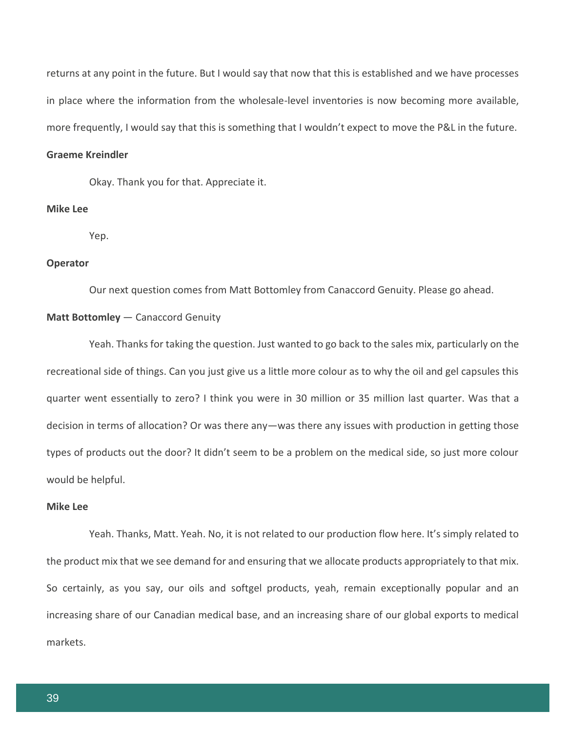returns at any point in the future. But I would say that now that this is established and we have processes in place where the information from the wholesale-level inventories is now becoming more available, more frequently, I would say that this is something that I wouldn't expect to move the P&L in the future.

**Graeme Kreindler**

Okay. Thank you for that. Appreciate it.

**Mike Lee**

Yep.

**Operator**

Our next question comes from Matt Bottomley from Canaccord Genuity. Please go ahead.

**Matt Bottomley** — Canaccord Genuity

Yeah. Thanks for taking the question. Just wanted to go back to the sales mix, particularly on the recreational side of things. Can you just give us a little more colour as to why the oil and gel capsules this quarter went essentially to zero? I think you were in 30 million or 35 million last quarter. Was that a decision in terms of allocation? Or was there any—was there any issues with production in getting those types of products out the door? It didn't seem to be a problem on the medical side, so just more colour would be helpful.

**Mike Lee**

Yeah. Thanks, Matt. Yeah. No, it is not related to our production flow here. It's simply related to the product mix that we see demand for and ensuring that we allocate products appropriately to that mix. So certainly, as you say, our oils and softgel products, yeah, remain exceptionally popular and an increasing share of our Canadian medical base, and an increasing share of our global exports to medical markets.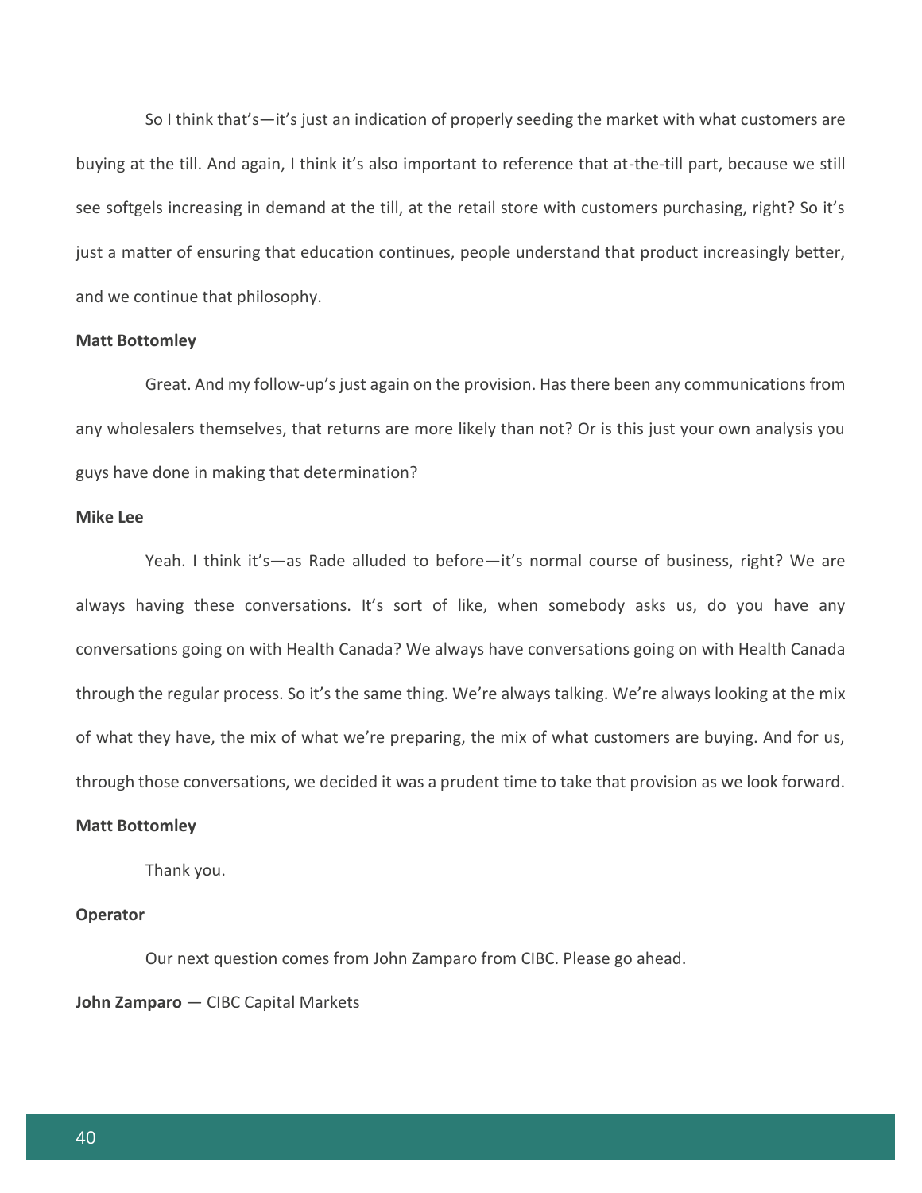So I think that's—it's just an indication of properly seeding the market with what customers are buying at the till. And again, I think it's also important to reference that at-the-till part, because we still see softgels increasing in demand at the till, at the retail store with customers purchasing, right? So it's just a matter of ensuring that education continues, people understand that product increasingly better, and we continue that philosophy.

**Matt Bottomley**

Great. And my follow-up's just again on the provision. Has there been any communications from any wholesalers themselves, that returns are more likely than not? Or is this just your own analysis you guys have done in making that determination?

**Mike Lee**

Yeah. I think it's—as Rade alluded to before—it's normal course of business, right? We are always having these conversations. It's sort of like, when somebody asks us, do you have any conversations going on with Health Canada? We always have conversations going on with Health Canada through the regular process. So it's the same thing. We're always talking. We're always looking at the mix of what they have, the mix of what we're preparing, the mix of what customers are buying. And for us, through those conversations, we decided it was a prudent time to take that provision as we look forward.

**Matt Bottomley**

Thank you.

**Operator**

Our next question comes from John Zamparo from CIBC. Please go ahead.

**John Zamparo** — CIBC Capital Markets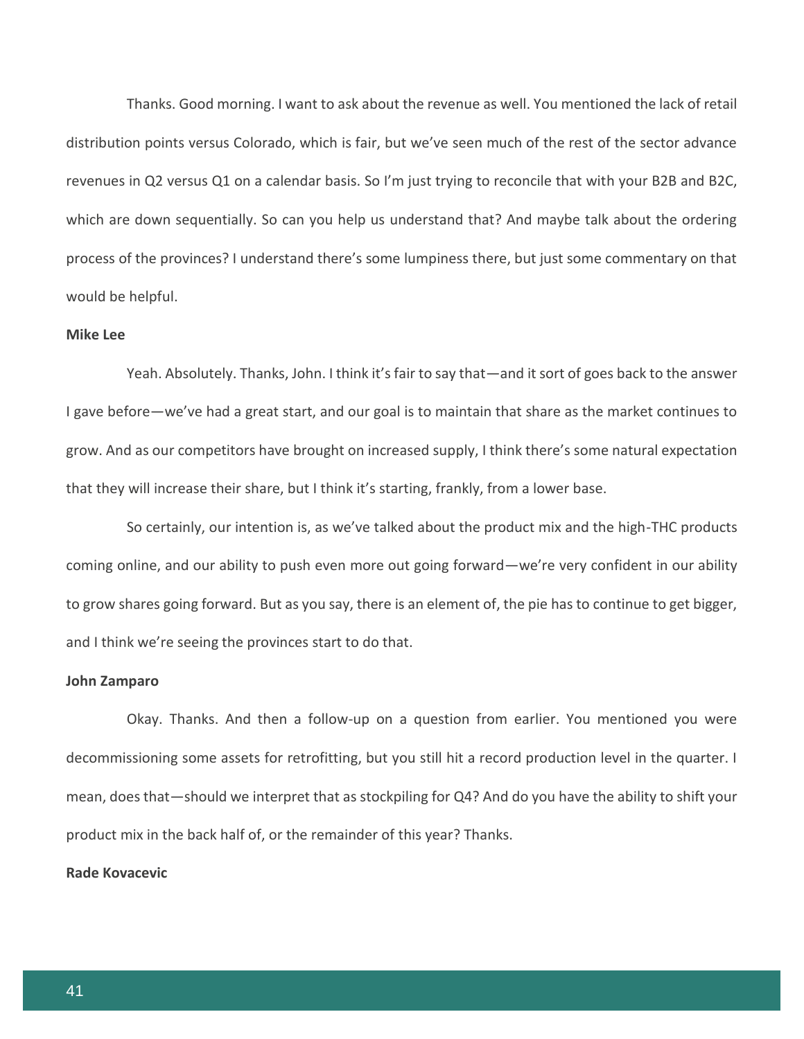Thanks. Good morning. I want to ask about the revenue as well. You mentioned the lack of retail distribution points versus Colorado, which is fair, but we've seen much of the rest of the sector advance revenues in Q2 versus Q1 on a calendar basis. So I'm just trying to reconcile that with your B2B and B2C, which are down sequentially. So can you help us understand that? And maybe talk about the ordering process of the provinces? I understand there's some lumpiness there, but just some commentary on that would be helpful.

**Mike Lee**

Yeah. Absolutely. Thanks, John. I think it's fair to say that—and it sort of goes back to the answer I gave before—we've had a great start, and our goal is to maintain that share as the market continues to grow. And as our competitors have brought on increased supply, I think there's some natural expectation that they will increase their share, but I think it's starting, frankly, from a lower base.

So certainly, our intention is, as we've talked about the product mix and the high-THC products coming online, and our ability to push even more out going forward—we're very confident in our ability to grow shares going forward. But as you say, there is an element of, the pie has to continue to get bigger, and I think we're seeing the provinces start to do that.

**John Zamparo**

Okay. Thanks. And then a follow-up on a question from earlier. You mentioned you were decommissioning some assets for retrofitting, but you still hit a record production level in the quarter. I mean, does that—should we interpret that as stockpiling for Q4? And do you have the ability to shift your product mix in the back half of, or the remainder of this year? Thanks.

**Rade Kovacevic**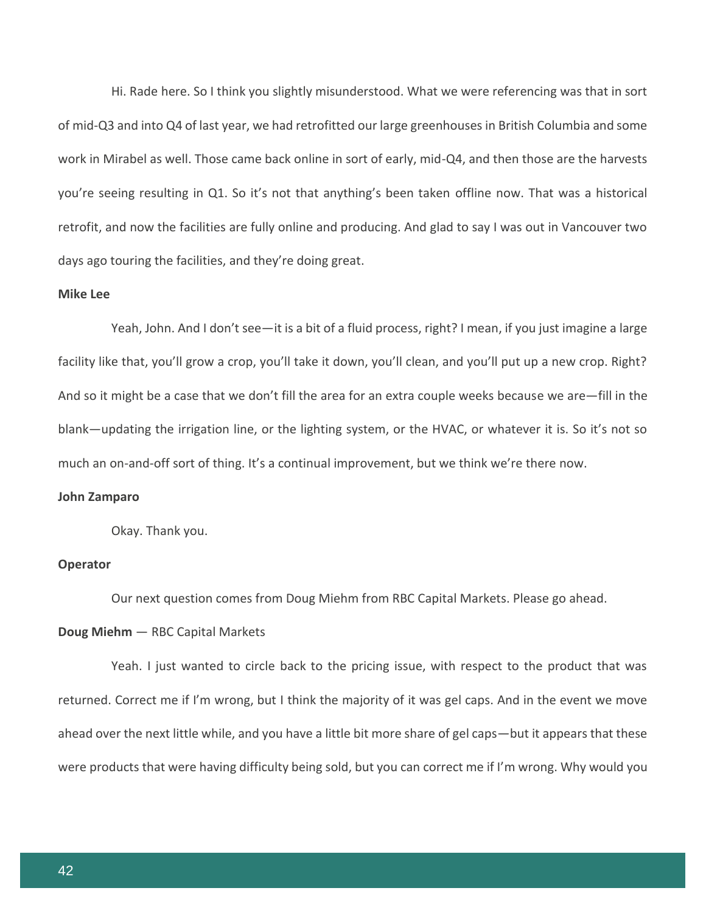Hi. Rade here. So I think you slightly misunderstood. What we were referencing was that in sort of mid-Q3 and into Q4 of last year, we had retrofitted our large greenhouses in British Columbia and some work in Mirabel as well. Those came back online in sort of early, mid-Q4, and then those are the harvests you're seeing resulting in Q1. So it's not that anything's been taken offline now. That was a historical retrofit, and now the facilities are fully online and producing. And glad to say I was out in Vancouver two days ago touring the facilities, and they're doing great.

**Mike Lee**

Yeah, John. And I don't see—it is a bit of a fluid process, right? I mean, if you just imagine a large facility like that, you'll grow a crop, you'll take it down, you'll clean, and you'll put up a new crop. Right? And so it might be a case that we don't fill the area for an extra couple weeks because we are—fill in the blank—updating the irrigation line, or the lighting system, or the HVAC, or whatever it is. So it's not so much an on-and-off sort of thing. It's a continual improvement, but we think we're there now.

**John Zamparo**

Okay. Thank you.

**Operator**

Our next question comes from Doug Miehm from RBC Capital Markets. Please go ahead.

**Doug Miehm** — RBC Capital Markets

Yeah. I just wanted to circle back to the pricing issue, with respect to the product that was returned. Correct me if I'm wrong, but I think the majority of it was gel caps. And in the event we move ahead over the next little while, and you have a little bit more share of gel caps—but it appears that these were products that were having difficulty being sold, but you can correct me if I'm wrong. Why would you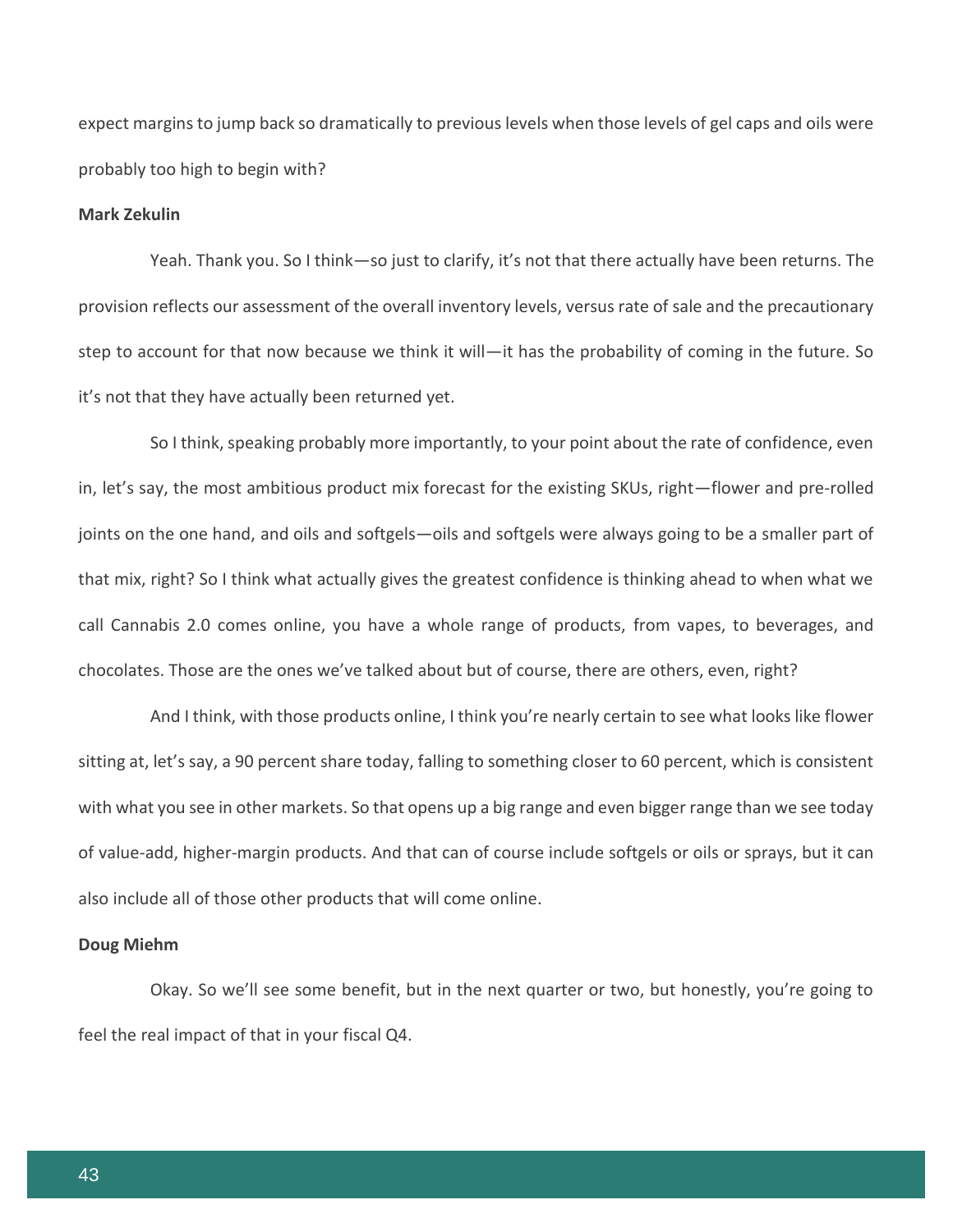expect margins to jump back so dramatically to previous levels when those levels of gel caps and oils were probably too high to begin with?

**Mark Zekulin**

Yeah. Thank you. So I think—so just to clarify, it's not that there actually have been returns. The provision reflects our assessment of the overall inventory levels, versus rate of sale and the precautionary step to account for that now because we think it will—it has the probability of coming in the future. So it's not that they have actually been returned yet.

So I think, speaking probably more importantly, to your point about the rate of confidence, even in, let's say, the most ambitious product mix forecast for the existing SKUs, right—flower and pre-rolled joints on the one hand, and oils and softgels—oils and softgels were always going to be a smaller part of that mix, right? So I think what actually gives the greatest confidence is thinking ahead to when what we call Cannabis 2.0 comes online, you have a whole range of products, from vapes, to beverages, and chocolates. Those are the ones we've talked about but of course, there are others, even, right?

And I think, with those products online, I think you're nearly certain to see what looks like flower sitting at, let's say, a 90 percent share today, falling to something closer to 60 percent, which is consistent with what you see in other markets. So that opens up a big range and even bigger range than we see today of value-add, higher-margin products. And that can of course include softgels or oils or sprays, but it can also include all of those other products that will come online.

**Doug Miehm**

Okay. So we'll see some benefit, but in the next quarter or two, but honestly, you're going to feel the real impact of that in your fiscal Q4.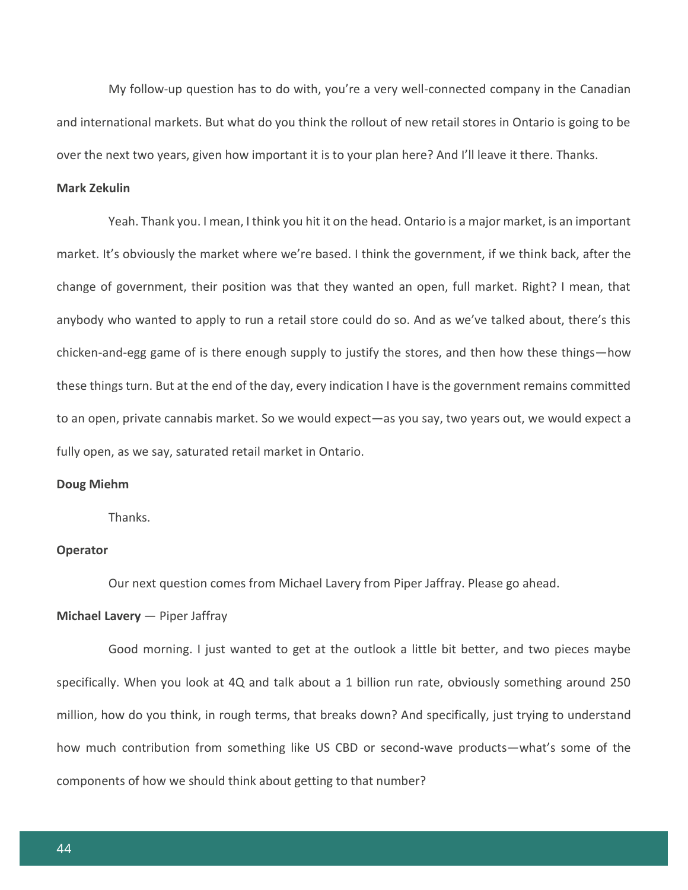My follow-up question has to do with, you're a very well-connected company in the Canadian and international markets. But what do you think the rollout of new retail stores in Ontario is going to be over the next two years, given how important it is to your plan here? And I'll leave it there. Thanks.

**Mark Zekulin**

Yeah. Thank you. I mean, I think you hit it on the head. Ontario is a major market, is an important market. It's obviously the market where we're based. I think the government, if we think back, after the change of government, their position was that they wanted an open, full market. Right? I mean, that anybody who wanted to apply to run a retail store could do so. And as we've talked about, there's this chicken-and-egg game of is there enough supply to justify the stores, and then how these things—how these things turn. But at the end of the day, every indication I have is the government remains committed to an open, private cannabis market. So we would expect—as you say, two years out, we would expect a fully open, as we say, saturated retail market in Ontario.

**Doug Miehm**

Thanks.

**Operator**

Our next question comes from Michael Lavery from Piper Jaffray. Please go ahead.

**Michael Lavery** — Piper Jaffray

Good morning. I just wanted to get at the outlook a little bit better, and two pieces maybe specifically. When you look at 4Q and talk about a 1 billion run rate, obviously something around 250 million, how do you think, in rough terms, that breaks down? And specifically, just trying to understand how much contribution from something like US CBD or second-wave products—what's some of the components of how we should think about getting to that number?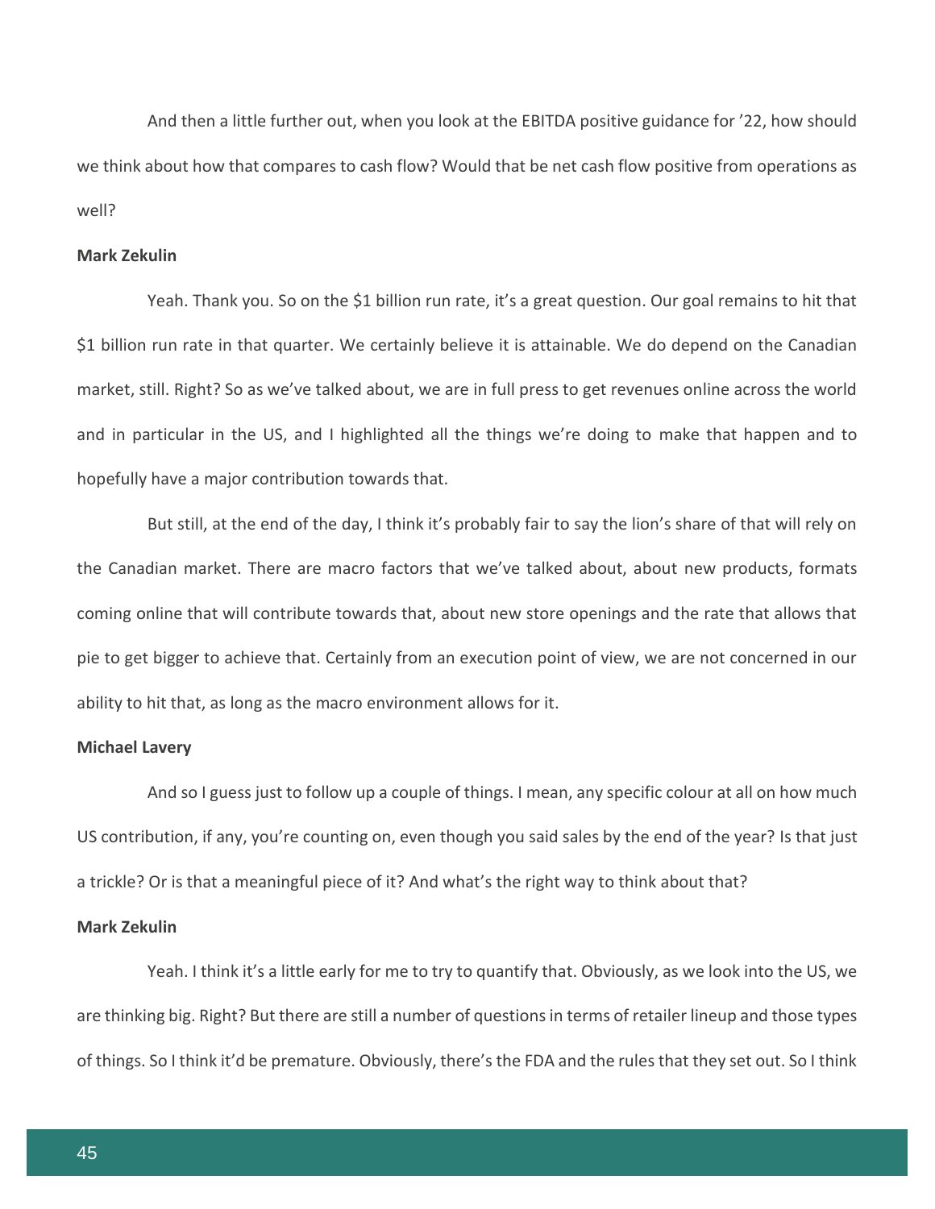And then a little further out, when you look at the EBITDA positive guidance for ’22, how should we think about how that compares to cash flow? Would that be net cash flow positive from operations as well?

**Mark Zekulin**

Yeah. Thank you. So on the $1 billion run rate, it’s a great question. Our goal remains to hit that $1 billion run rate in that quarter. We certainly believe it is attainable. We do depend on the Canadian market, still. Right? So as we’ve talked about, we are in full press to get revenues online across the world and in particular in the US, and I highlighted all the things we’re doing to make that happen and to hopefully have a major contribution towards that.

But still, at the end of the day, I think it’s probably fair to say the lion’s share of that will rely on the Canadian market. There are macro factors that we’ve talked about, about new products, formats coming online that will contribute towards that, about new store openings and the rate that allows that pie to get bigger to achieve that. Certainly from an execution point of view, we are not concerned in our ability to hit that, as long as the macro environment allows for it.

**Michael Lavery**

And so I guess just to follow up a couple of things. I mean, any specific colour at all on how much US contribution, if any, you’re counting on, even though you said sales by the end of the year? Is that just a trickle? Or is that a meaningful piece of it? And what’s the right way to think about that?

**Mark Zekulin**

Yeah. I think it’s a little early for me to try to quantify that. Obviously, as we look into the US, we are thinking big. Right? But there are still a number of questions in terms of retailer lineup and those types of things. So I think it’d be premature. Obviously, there’s the FDA and the rules that they set out. So I think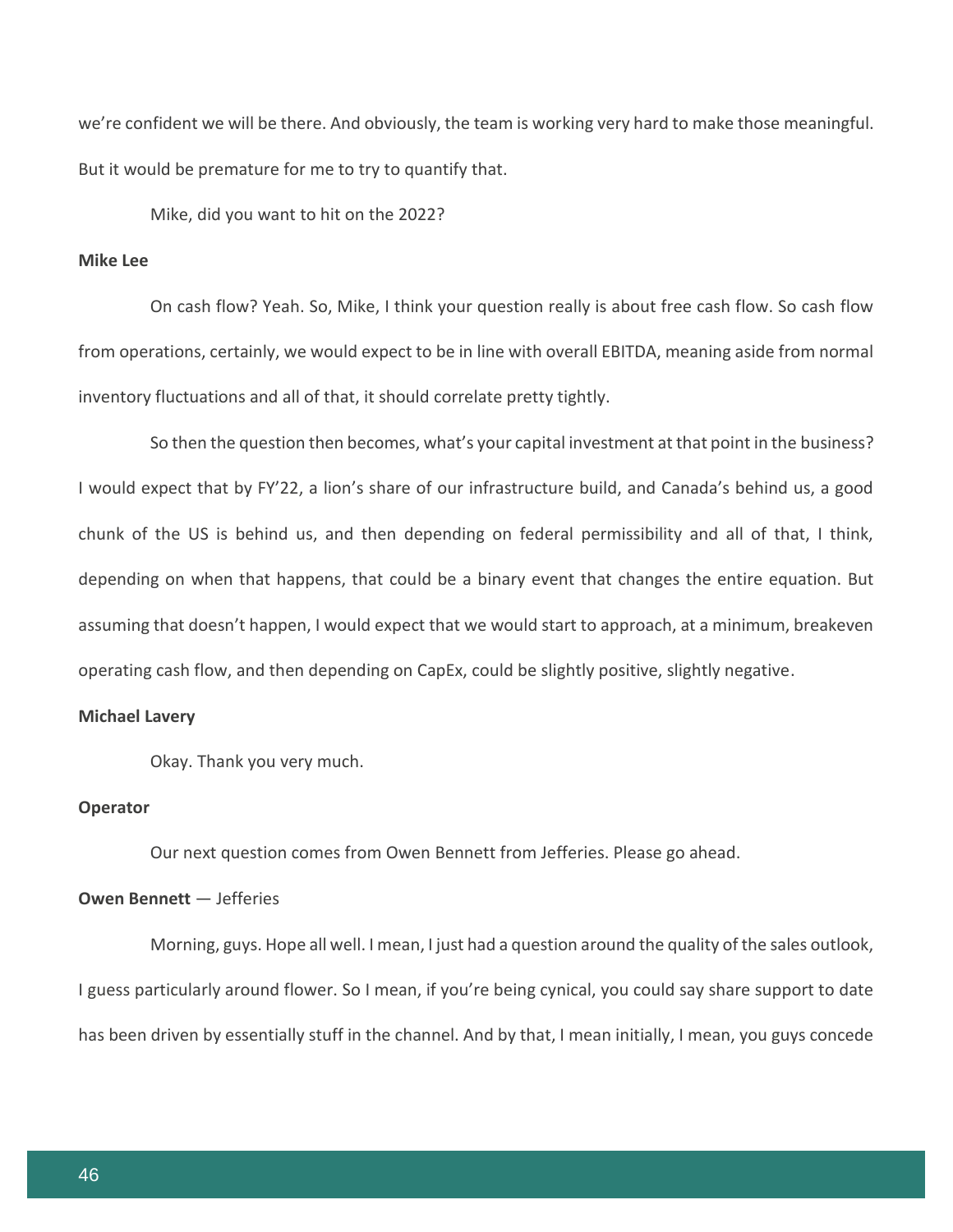we're confident we will be there. And obviously, the team is working very hard to make those meaningful. But it would be premature for me to try to quantify that.

Mike, did you want to hit on the 2022?

**Mike Lee**

On cash flow? Yeah. So, Mike, I think your question really is about free cash flow. So cash flow from operations, certainly, we would expect to be in line with overall EBITDA, meaning aside from normal inventory fluctuations and all of that, it should correlate pretty tightly.

So then the question then becomes, what's your capital investment at that point in the business? I would expect that by FY'22, a lion's share of our infrastructure build, and Canada's behind us, a good chunk of the US is behind us, and then depending on federal permissibility and all of that, I think, depending on when that happens, that could be a binary event that changes the entire equation. But assuming that doesn't happen, I would expect that we would start to approach, at a minimum, breakeven operating cash flow, and then depending on CapEx, could be slightly positive, slightly negative.

**Michael Lavery**

Okay. Thank you very much.

**Operator**

Our next question comes from Owen Bennett from Jefferies. Please go ahead.

**Owen Bennett** — Jefferies

Morning, guys. Hope all well. I mean, I just had a question around the quality of the sales outlook, I guess particularly around flower. So I mean, if you're being cynical, you could say share support to date has been driven by essentially stuff in the channel. And by that, I mean initially, I mean, you guys concede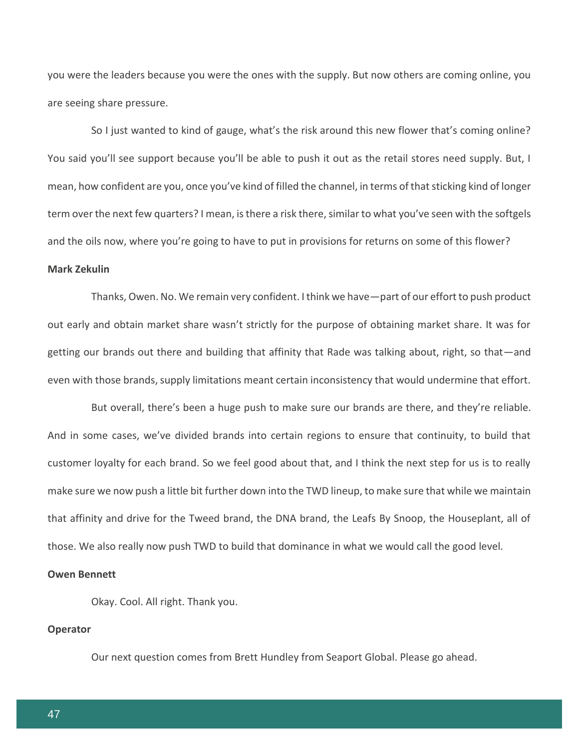you were the leaders because you were the ones with the supply. But now others are coming online, you are seeing share pressure.

So I just wanted to kind of gauge, what's the risk around this new flower that's coming online? You said you'll see support because you'll be able to push it out as the retail stores need supply. But, I mean, how confident are you, once you've kind of filled the channel, in terms of that sticking kind of longer term over the next few quarters? I mean, is there a risk there, similar to what you've seen with the softgels and the oils now, where you're going to have to put in provisions for returns on some of this flower?

**Mark Zekulin**

Thanks, Owen. No. We remain very confident. I think we have—part of our effort to push product out early and obtain market share wasn't strictly for the purpose of obtaining market share. It was for getting our brands out there and building that affinity that Rade was talking about, right, so that—and even with those brands, supply limitations meant certain inconsistency that would undermine that effort.

But overall, there's been a huge push to make sure our brands are there, and they're reliable. And in some cases, we've divided brands into certain regions to ensure that continuity, to build that customer loyalty for each brand. So we feel good about that, and I think the next step for us is to really make sure we now push a little bit further down into the TWD lineup, to make sure that while we maintain that affinity and drive for the Tweed brand, the DNA brand, the Leafs By Snoop, the Houseplant, all of those. We also really now push TWD to build that dominance in what we would call the good level.

**Owen Bennett**

Okay. Cool. All right. Thank you.

**Operator**

Our next question comes from Brett Hundley from Seaport Global. Please go ahead.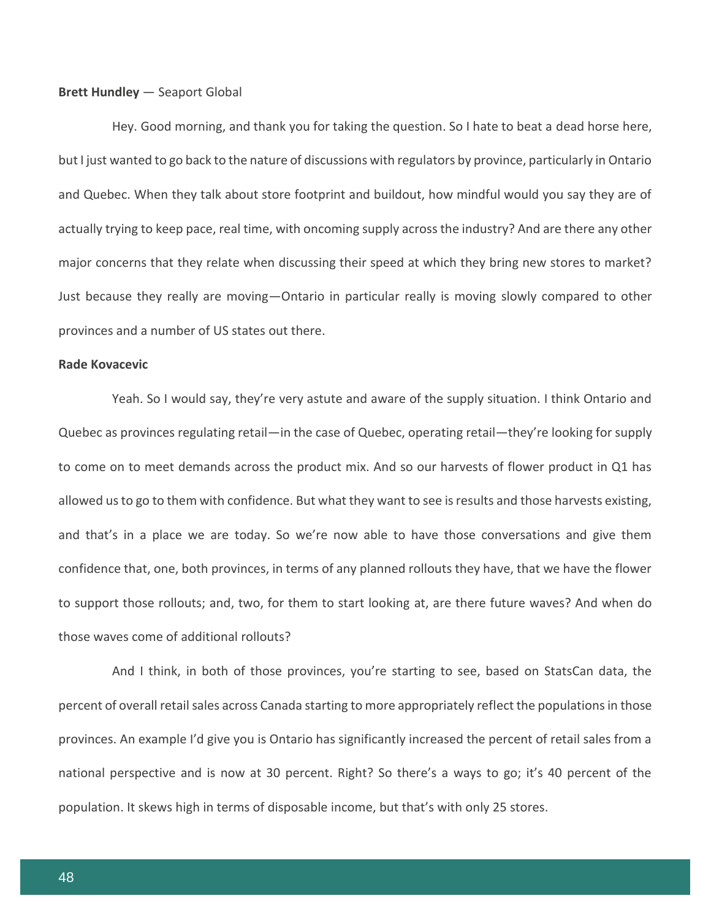**Brett Hundley** — Seaport Global

Hey. Good morning, and thank you for taking the question. So I hate to beat a dead horse here, but I just wanted to go back to the nature of discussions with regulators by province, particularly in Ontario and Quebec. When they talk about store footprint and buildout, how mindful would you say they are of actually trying to keep pace, real time, with oncoming supply across the industry? And are there any other major concerns that they relate when discussing their speed at which they bring new stores to market? Just because they really are moving—Ontario in particular really is moving slowly compared to other provinces and a number of US states out there.

**Rade Kovacevic**

Yeah. So I would say, they're very astute and aware of the supply situation. I think Ontario and Quebec as provinces regulating retail—in the case of Quebec, operating retail—they're looking for supply to come on to meet demands across the product mix. And so our harvests of flower product in Q1 has allowed us to go to them with confidence. But what they want to see is results and those harvests existing, and that's in a place we are today. So we're now able to have those conversations and give them confidence that, one, both provinces, in terms of any planned rollouts they have, that we have the flower to support those rollouts; and, two, for them to start looking at, are there future waves? And when do those waves come of additional rollouts?

And I think, in both of those provinces, you're starting to see, based on StatsCan data, the percent of overall retail sales across Canada starting to more appropriately reflect the populations in those provinces. An example I'd give you is Ontario has significantly increased the percent of retail sales from a national perspective and is now at 30 percent. Right? So there's a ways to go; it's 40 percent of the population. It skews high in terms of disposable income, but that's with only 25 stores.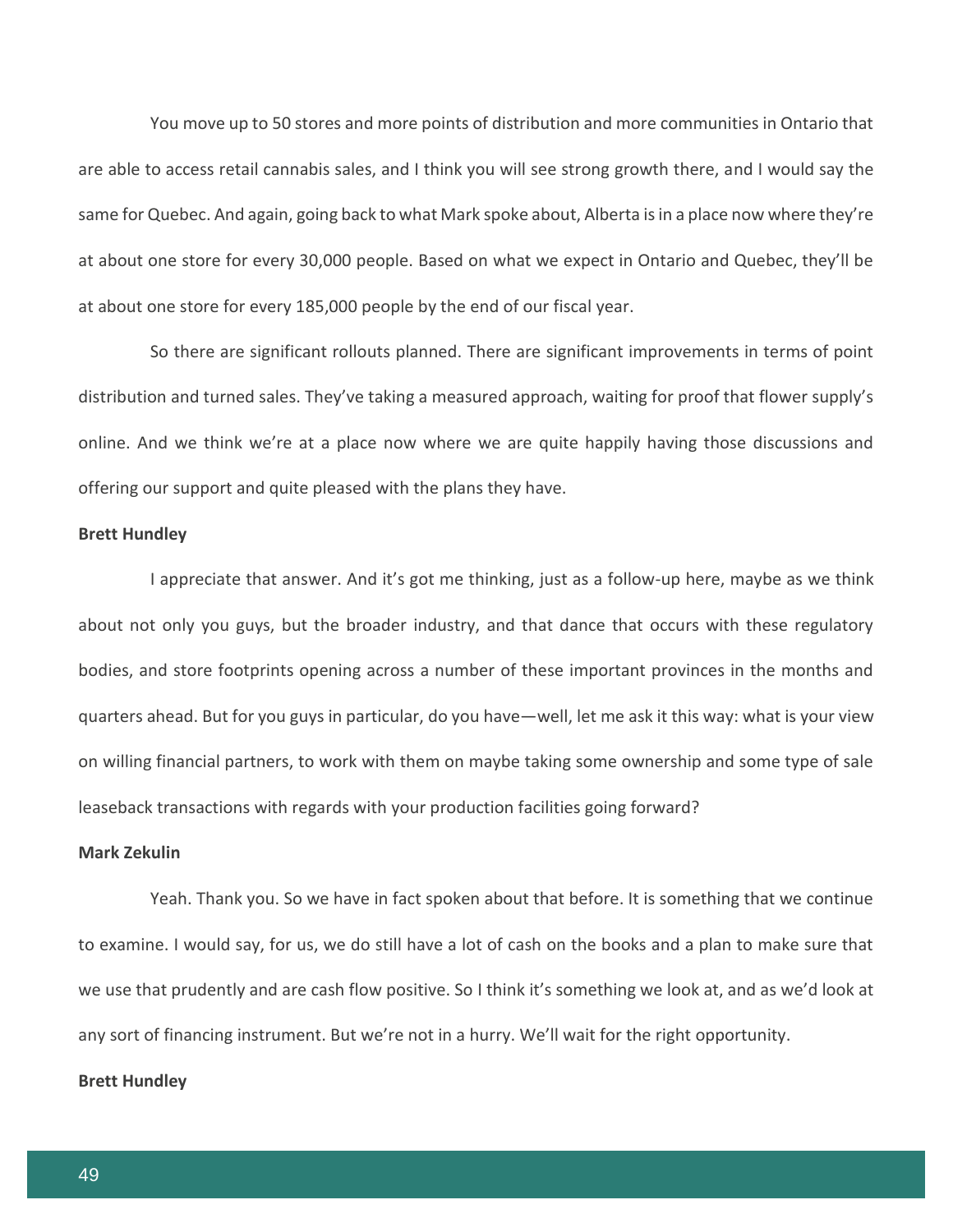You move up to 50 stores and more points of distribution and more communities in Ontario that are able to access retail cannabis sales, and I think you will see strong growth there, and I would say the same for Quebec. And again, going back to what Mark spoke about, Alberta is in a place now where they're at about one store for every 30,000 people. Based on what we expect in Ontario and Quebec, they'll be at about one store for every 185,000 people by the end of our fiscal year.

So there are significant rollouts planned. There are significant improvements in terms of point distribution and turned sales. They've taking a measured approach, waiting for proof that flower supply's online. And we think we're at a place now where we are quite happily having those discussions and offering our support and quite pleased with the plans they have.

**Brett Hundley**

I appreciate that answer. And it's got me thinking, just as a follow-up here, maybe as we think about not only you guys, but the broader industry, and that dance that occurs with these regulatory bodies, and store footprints opening across a number of these important provinces in the months and quarters ahead. But for you guys in particular, do you have—well, let me ask it this way: what is your view on willing financial partners, to work with them on maybe taking some ownership and some type of sale leaseback transactions with regards with your production facilities going forward?

**Mark Zekulin**

Yeah. Thank you. So we have in fact spoken about that before. It is something that we continue to examine. I would say, for us, we do still have a lot of cash on the books and a plan to make sure that we use that prudently and are cash flow positive. So I think it's something we look at, and as we'd look at any sort of financing instrument. But we're not in a hurry. We'll wait for the right opportunity.

**Brett Hundley**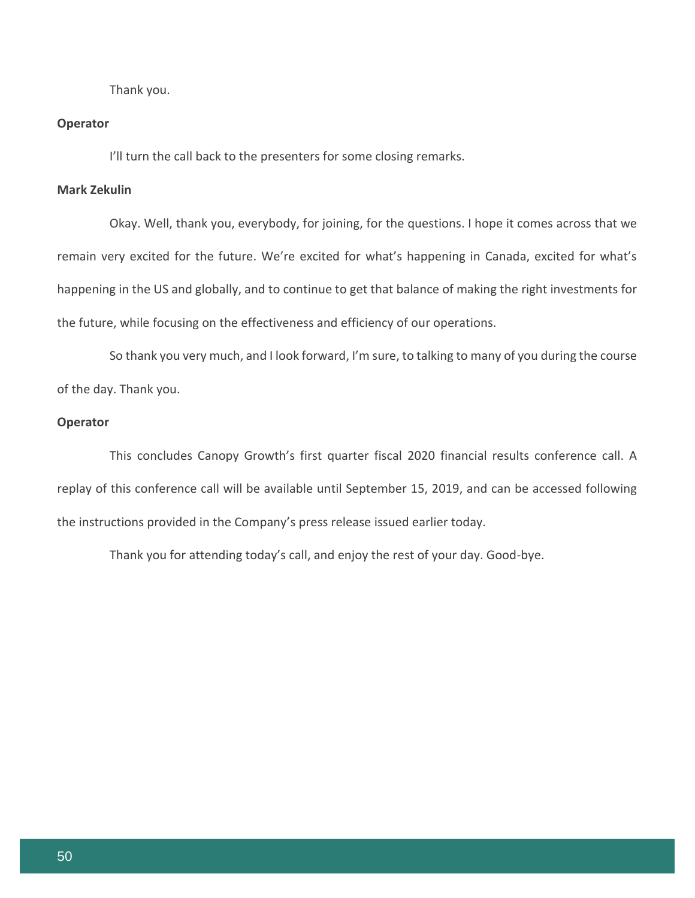Thank you.

**Operator**

I'll turn the call back to the presenters for some closing remarks.

**Mark Zekulin**

Okay. Well, thank you, everybody, for joining, for the questions. I hope it comes across that we remain very excited for the future. We're excited for what's happening in Canada, excited for what's happening in the US and globally, and to continue to get that balance of making the right investments for the future, while focusing on the effectiveness and efficiency of our operations.

So thank you very much, and I look forward, I'm sure, to talking to many of you during the course of the day. Thank you.

**Operator**

This concludes Canopy Growth's first quarter fiscal 2020 financial results conference call. A replay of this conference call will be available until September 15, 2019, and can be accessed following the instructions provided in the Company's press release issued earlier today.

Thank you for attending today's call, and enjoy the rest of your day. Good-bye.